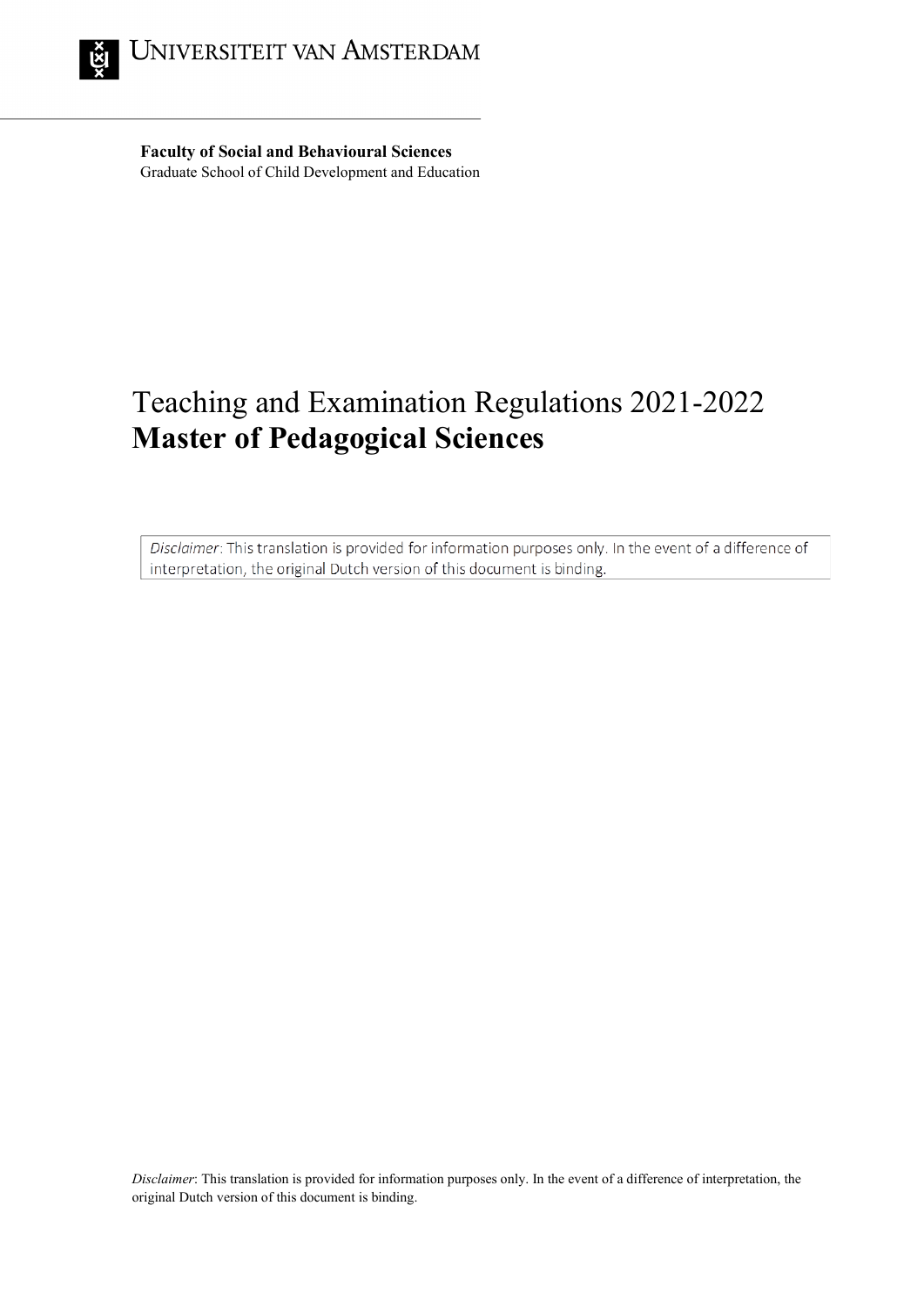UNIVERSITEIT VAN AMSTERDAM

**Faculty of Social and Behavioural Sciences**
Graduate School of Child Development and Education

# Teaching and Examination Regulations 2021-2022
# **Master of Pedagogical Sciences**

*Disclaimer*: This translation is provided for information purposes only. In the event of a difference of interpretation, the original Dutch version of this document is binding.

*Disclaimer*: This translation is provided for information purposes only. In the event of a difference of interpretation, the original Dutch version of this document is binding.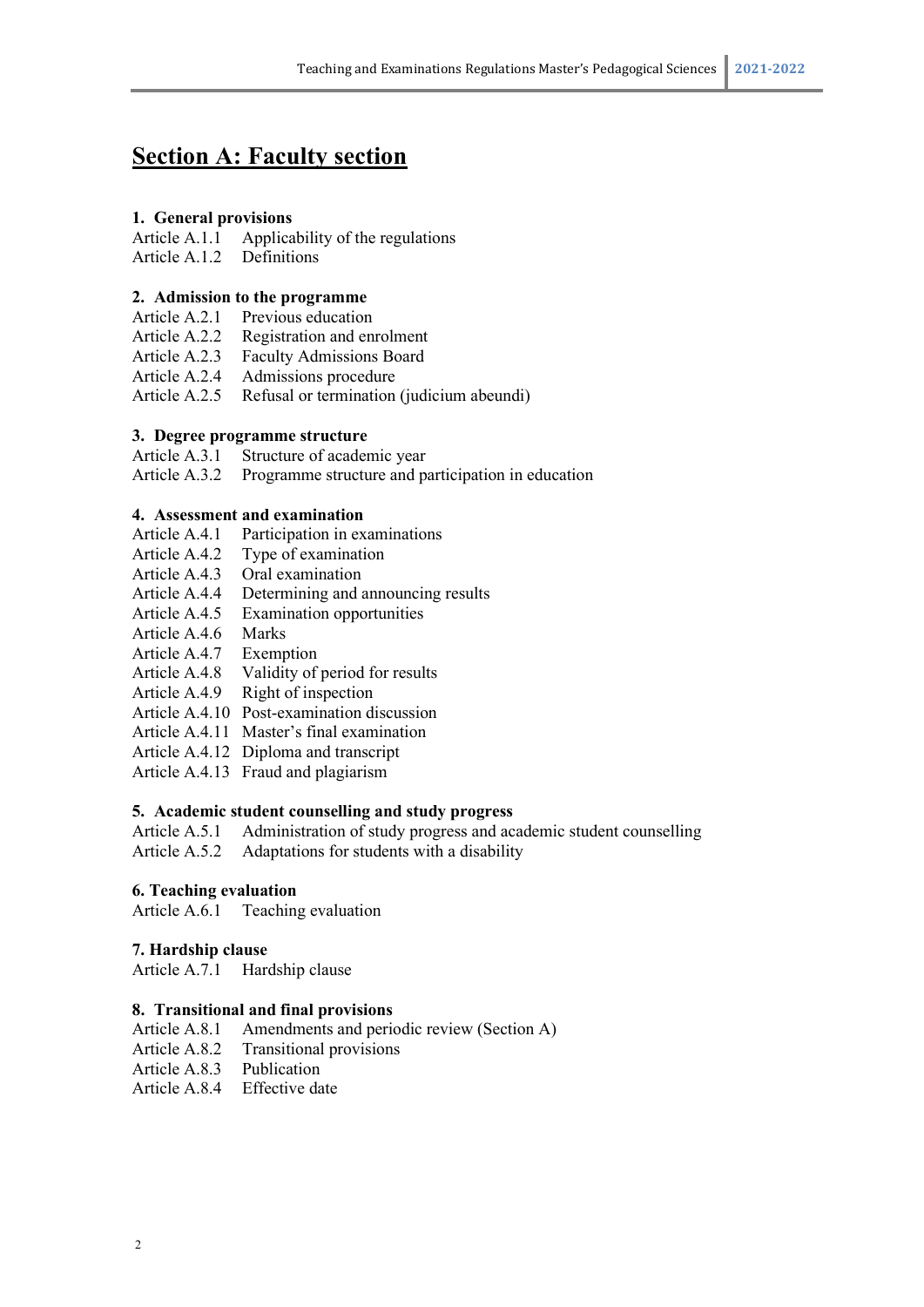# Section A: Faculty section

**1. General provisions**

Article A.1.1 Applicability of the regulations
Article A.1.2 Definitions

**2. Admission to the programme**

Article A.2.1 Previous education
Article A.2.2 Registration and enrolment
Article A.2.3 Faculty Admissions Board
Article A.2.4 Admissions procedure
Article A.2.5 Refusal or termination (judicium abeundi)

**3. Degree programme structure**

Article A.3.1 Structure of academic year
Article A.3.2 Programme structure and participation in education

**4. Assessment and examination**

Article A.4.1 Participation in examinations
Article A.4.2 Type of examination
Article A.4.3 Oral examination
Article A.4.4 Determining and announcing results
Article A.4.5 Examination opportunities
Article A.4.6 Marks
Article A.4.7 Exemption
Article A.4.8 Validity of period for results
Article A.4.9 Right of inspection
Article A.4.10 Post-examination discussion
Article A.4.11 Master's final examination
Article A.4.12 Diploma and transcript
Article A.4.13 Fraud and plagiarism

**5. Academic student counselling and study progress**

Article A.5.1 Administration of study progress and academic student counselling
Article A.5.2 Adaptations for students with a disability

**6. Teaching evaluation**

Article A.6.1 Teaching evaluation

**7. Hardship clause**

Article A.7.1 Hardship clause

**8. Transitional and final provisions**

Article A.8.1 Amendments and periodic review (Section A)
Article A.8.2 Transitional provisions
Article A.8.3 Publication
Article A.8.4 Effective date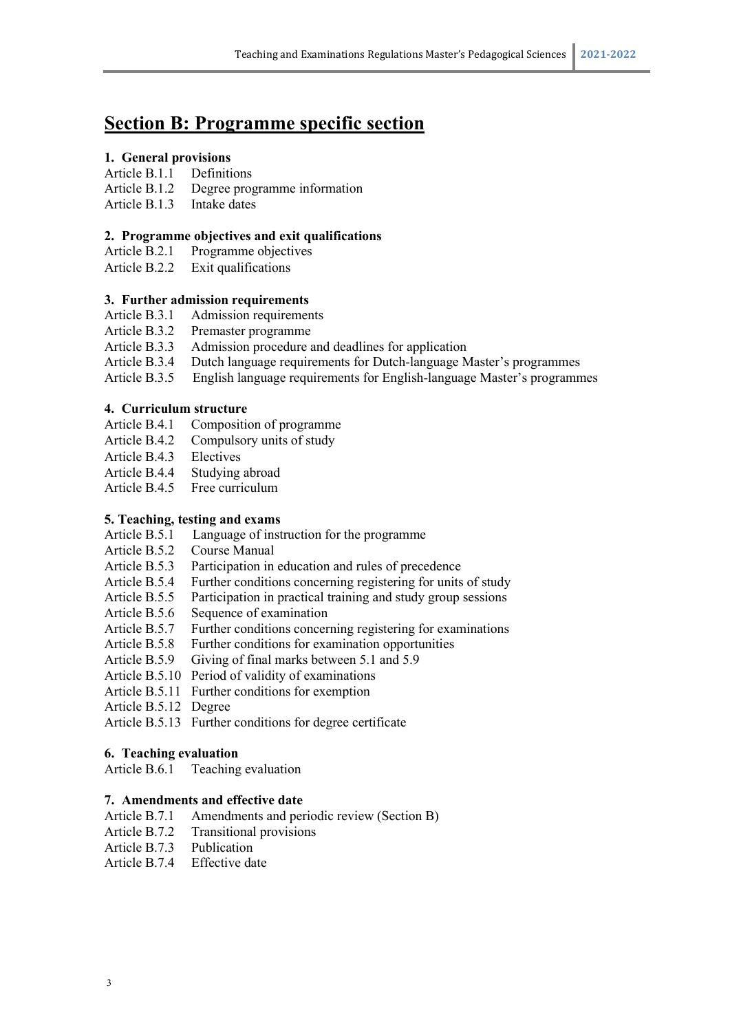# Section B: Programme specific section

### 1. General provisions

Article B.1.1 Definitions
Article B.1.2 Degree programme information
Article B.1.3 Intake dates

### 2. Programme objectives and exit qualifications

Article B.2.1 Programme objectives
Article B.2.2 Exit qualifications

### 3. Further admission requirements

Article B.3.1 Admission requirements
Article B.3.2 Premaster programme
Article B.3.3 Admission procedure and deadlines for application
Article B.3.4 Dutch language requirements for Dutch-language Master's programmes
Article B.3.5 English language requirements for English-language Master's programmes

### 4. Curriculum structure

Article B.4.1 Composition of programme
Article B.4.2 Compulsory units of study
Article B.4.3 Electives
Article B.4.4 Studying abroad
Article B.4.5 Free curriculum

### 5. Teaching, testing and exams

Article B.5.1 Language of instruction for the programme
Article B.5.2 Course Manual
Article B.5.3 Participation in education and rules of precedence
Article B.5.4 Further conditions concerning registering for units of study
Article B.5.5 Participation in practical training and study group sessions
Article B.5.6 Sequence of examination
Article B.5.7 Further conditions concerning registering for examinations
Article B.5.8 Further conditions for examination opportunities
Article B.5.9 Giving of final marks between 5.1 and 5.9
Article B.5.10 Period of validity of examinations
Article B.5.11 Further conditions for exemption
Article B.5.12 Degree
Article B.5.13 Further conditions for degree certificate

### 6. Teaching evaluation

Article B.6.1 Teaching evaluation

### 7. Amendments and effective date

Article B.7.1 Amendments and periodic review (Section B)
Article B.7.2 Transitional provisions
Article B.7.3 Publication
Article B.7.4 Effective date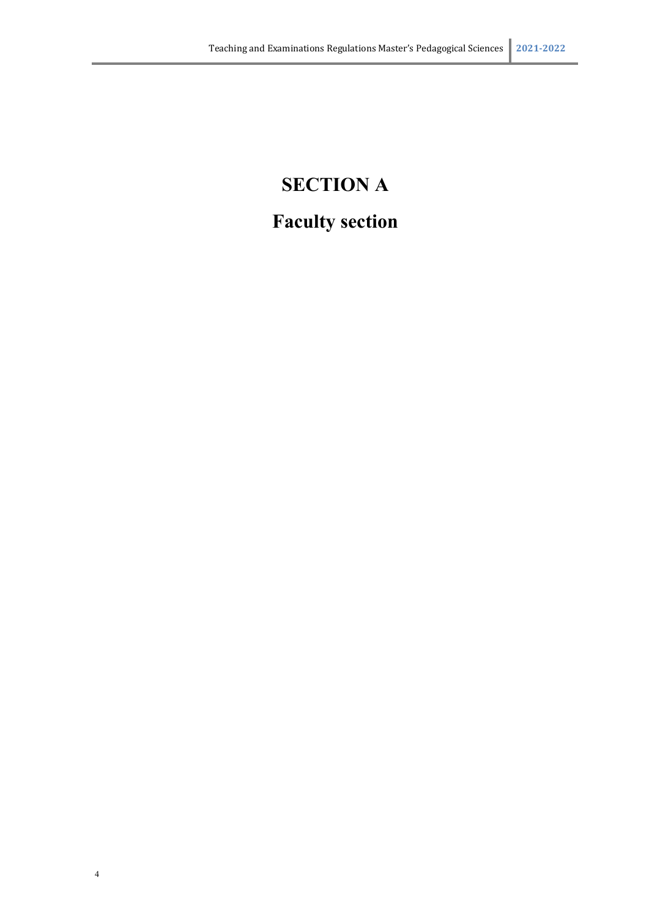# SECTION A

# Faculty section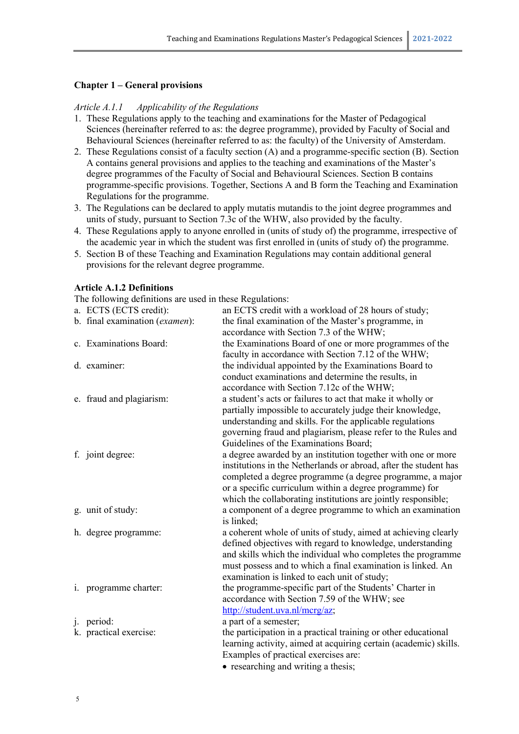## Chapter 1 – General provisions

*Article A.1.1 Applicability of the Regulations*

1. These Regulations apply to the teaching and examinations for the Master of Pedagogical Sciences (hereinafter referred to as: the degree programme), provided by Faculty of Social and Behavioural Sciences (hereinafter referred to as: the faculty) of the University of Amsterdam.
2. These Regulations consist of a faculty section (A) and a programme-specific section (B). Section A contains general provisions and applies to the teaching and examinations of the Master's degree programmes of the Faculty of Social and Behavioural Sciences. Section B contains programme-specific provisions. Together, Sections A and B form the Teaching and Examination Regulations for the programme.
3. The Regulations can be declared to apply mutatis mutandis to the joint degree programmes and units of study, pursuant to Section 7.3c of the WHW, also provided by the faculty.
4. These Regulations apply to anyone enrolled in (units of study of) the programme, irrespective of the academic year in which the student was first enrolled in (units of study of) the programme.
5. Section B of these Teaching and Examination Regulations may contain additional general provisions for the relevant degree programme.

**Article A.1.2 Definitions**

The following definitions are used in these Regulations:

a. ECTS (ECTS credit): an ECTS credit with a workload of 28 hours of study;

b. final examination (*examen*): the final examination of the Master's programme, in accordance with Section 7.3 of the WHW;

c. Examinations Board: the Examinations Board of one or more programmes of the faculty in accordance with Section 7.12 of the WHW;

d. examiner: the individual appointed by the Examinations Board to conduct examinations and determine the results, in accordance with Section 7.12c of the WHW;

e. fraud and plagiarism: a student's acts or failures to act that make it wholly or partially impossible to accurately judge their knowledge, understanding and skills. For the applicable regulations governing fraud and plagiarism, please refer to the Rules and Guidelines of the Examinations Board;

f. joint degree: a degree awarded by an institution together with one or more institutions in the Netherlands or abroad, after the student has completed a degree programme (a degree programme, a major or a specific curriculum within a degree programme) for which the collaborating institutions are jointly responsible;

g. unit of study: a component of a degree programme to which an examination is linked;

h. degree programme: a coherent whole of units of study, aimed at achieving clearly defined objectives with regard to knowledge, understanding and skills which the individual who completes the programme must possess and to which a final examination is linked. An examination is linked to each unit of study;

i. programme charter: the programme-specific part of the Students' Charter in accordance with Section 7.59 of the WHW; see http://student.uva.nl/mcrg/az;

j. period: a part of a semester;

k. practical exercise: the participation in a practical training or other educational learning activity, aimed at acquiring certain (academic) skills. Examples of practical exercises are:
- researching and writing a thesis;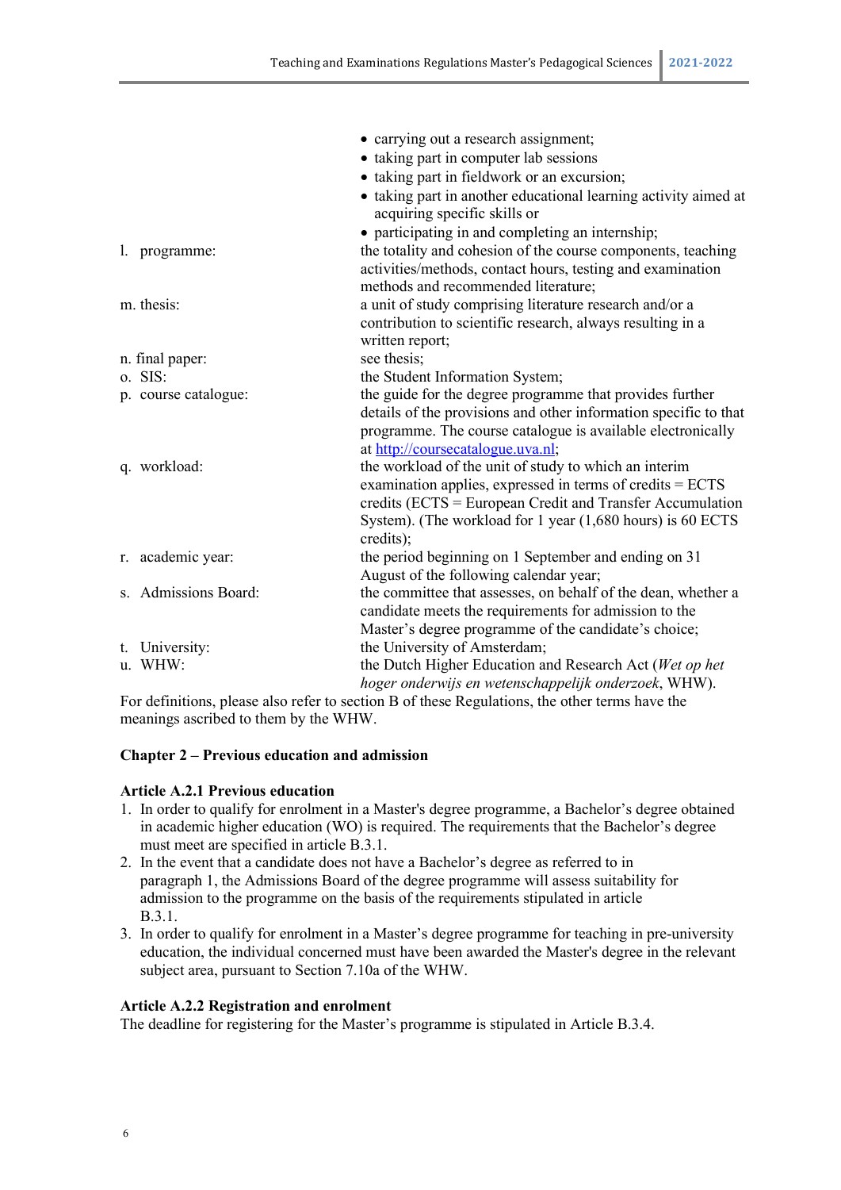- carrying out a research assignment;
- taking part in computer lab sessions
- taking part in fieldwork or an excursion;
- taking part in another educational learning activity aimed at acquiring specific skills or
- participating in and completing an internship;

l. programme: the totality and cohesion of the course components, teaching activities/methods, contact hours, testing and examination methods and recommended literature;

m. thesis: a unit of study comprising literature research and/or a contribution to scientific research, always resulting in a written report;

n. final paper: see thesis;

o. SIS: the Student Information System;

p. course catalogue: the guide for the degree programme that provides further details of the provisions and other information specific to that programme. The course catalogue is available electronically at http://coursecatalogue.uva.nl;

q. workload: the workload of the unit of study to which an interim examination applies, expressed in terms of credits = ECTS credits (ECTS = European Credit and Transfer Accumulation System). (The workload for 1 year (1,680 hours) is 60 ECTS credits);

r. academic year: the period beginning on 1 September and ending on 31 August of the following calendar year;

s. Admissions Board: the committee that assesses, on behalf of the dean, whether a candidate meets the requirements for admission to the Master's degree programme of the candidate's choice;

t. University: the University of Amsterdam;

u. WHW: the Dutch Higher Education and Research Act (*Wet op het hoger onderwijs en wetenschappelijk onderzoek*, WHW).

For definitions, please also refer to section B of these Regulations, the other terms have the meanings ascribed to them by the WHW.

## Chapter 2 – Previous education and admission

### Article A.2.1 Previous education

1. In order to qualify for enrolment in a Master's degree programme, a Bachelor's degree obtained in academic higher education (WO) is required. The requirements that the Bachelor's degree must meet are specified in article B.3.1.
2. In the event that a candidate does not have a Bachelor's degree as referred to in paragraph 1, the Admissions Board of the degree programme will assess suitability for admission to the programme on the basis of the requirements stipulated in article B.3.1.
3. In order to qualify for enrolment in a Master's degree programme for teaching in pre-university education, the individual concerned must have been awarded the Master's degree in the relevant subject area, pursuant to Section 7.10a of the WHW.

### Article A.2.2 Registration and enrolment

The deadline for registering for the Master's programme is stipulated in Article B.3.4.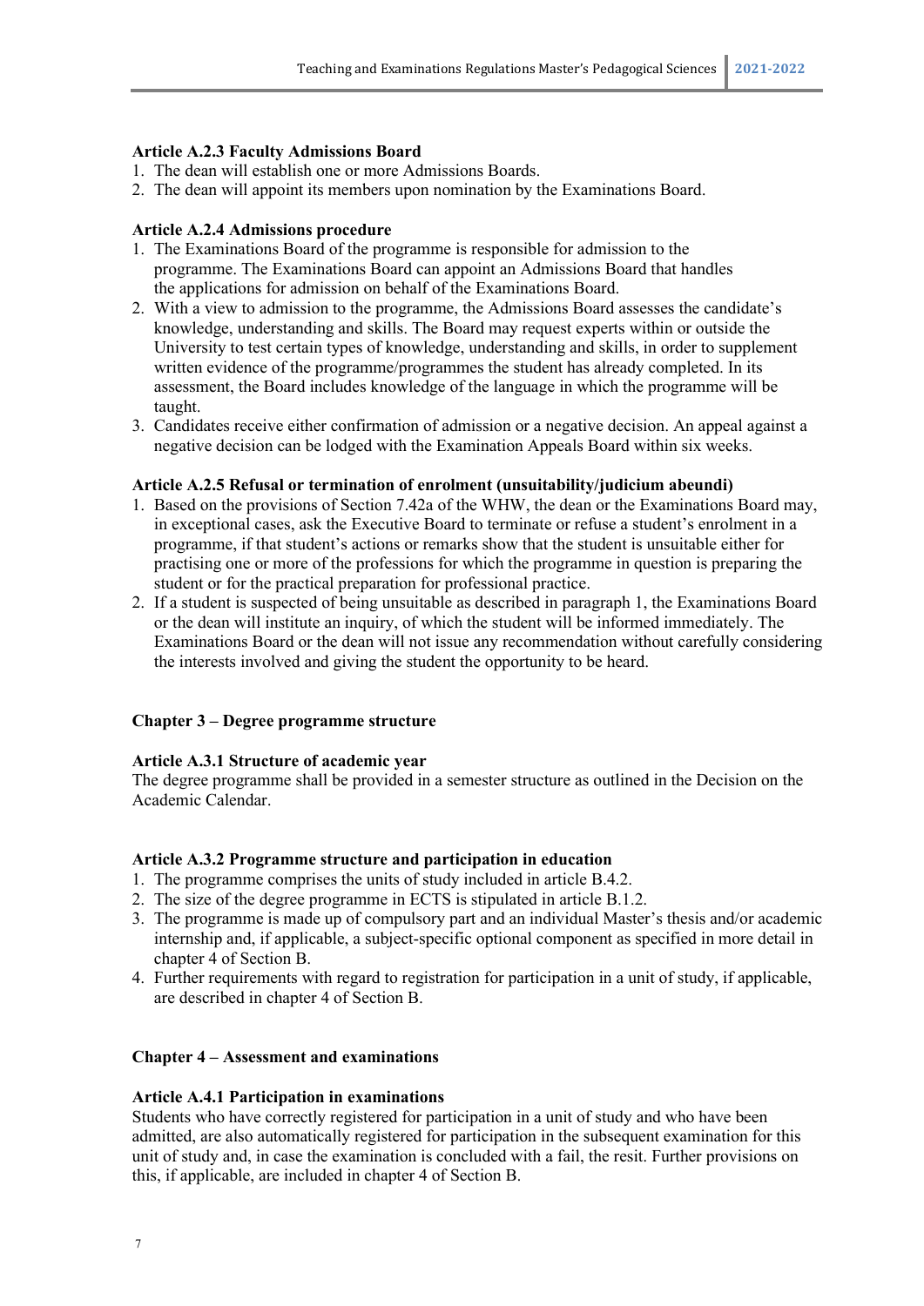### Article A.2.3 Faculty Admissions Board

1. The dean will establish one or more Admissions Boards.
2. The dean will appoint its members upon nomination by the Examinations Board.

### Article A.2.4 Admissions procedure

1. The Examinations Board of the programme is responsible for admission to the programme. The Examinations Board can appoint an Admissions Board that handles the applications for admission on behalf of the Examinations Board.
2. With a view to admission to the programme, the Admissions Board assesses the candidate's knowledge, understanding and skills. The Board may request experts within or outside the University to test certain types of knowledge, understanding and skills, in order to supplement written evidence of the programme/programmes the student has already completed. In its assessment, the Board includes knowledge of the language in which the programme will be taught.
3. Candidates receive either confirmation of admission or a negative decision. An appeal against a negative decision can be lodged with the Examination Appeals Board within six weeks.

### Article A.2.5 Refusal or termination of enrolment (unsuitability/judicium abeundi)

1. Based on the provisions of Section 7.42a of the WHW, the dean or the Examinations Board may, in exceptional cases, ask the Executive Board to terminate or refuse a student's enrolment in a programme, if that student's actions or remarks show that the student is unsuitable either for practising one or more of the professions for which the programme in question is preparing the student or for the practical preparation for professional practice.
2. If a student is suspected of being unsuitable as described in paragraph 1, the Examinations Board or the dean will institute an inquiry, of which the student will be informed immediately. The Examinations Board or the dean will not issue any recommendation without carefully considering the interests involved and giving the student the opportunity to be heard.

## Chapter 3 – Degree programme structure

### Article A.3.1 Structure of academic year

The degree programme shall be provided in a semester structure as outlined in the Decision on the Academic Calendar.

### Article A.3.2 Programme structure and participation in education

1. The programme comprises the units of study included in article B.4.2.
2. The size of the degree programme in ECTS is stipulated in article B.1.2.
3. The programme is made up of compulsory part and an individual Master's thesis and/or academic internship and, if applicable, a subject-specific optional component as specified in more detail in chapter 4 of Section B.
4. Further requirements with regard to registration for participation in a unit of study, if applicable, are described in chapter 4 of Section B.

## Chapter 4 – Assessment and examinations

### Article A.4.1 Participation in examinations

Students who have correctly registered for participation in a unit of study and who have been admitted, are also automatically registered for participation in the subsequent examination for this unit of study and, in case the examination is concluded with a fail, the resit. Further provisions on this, if applicable, are included in chapter 4 of Section B.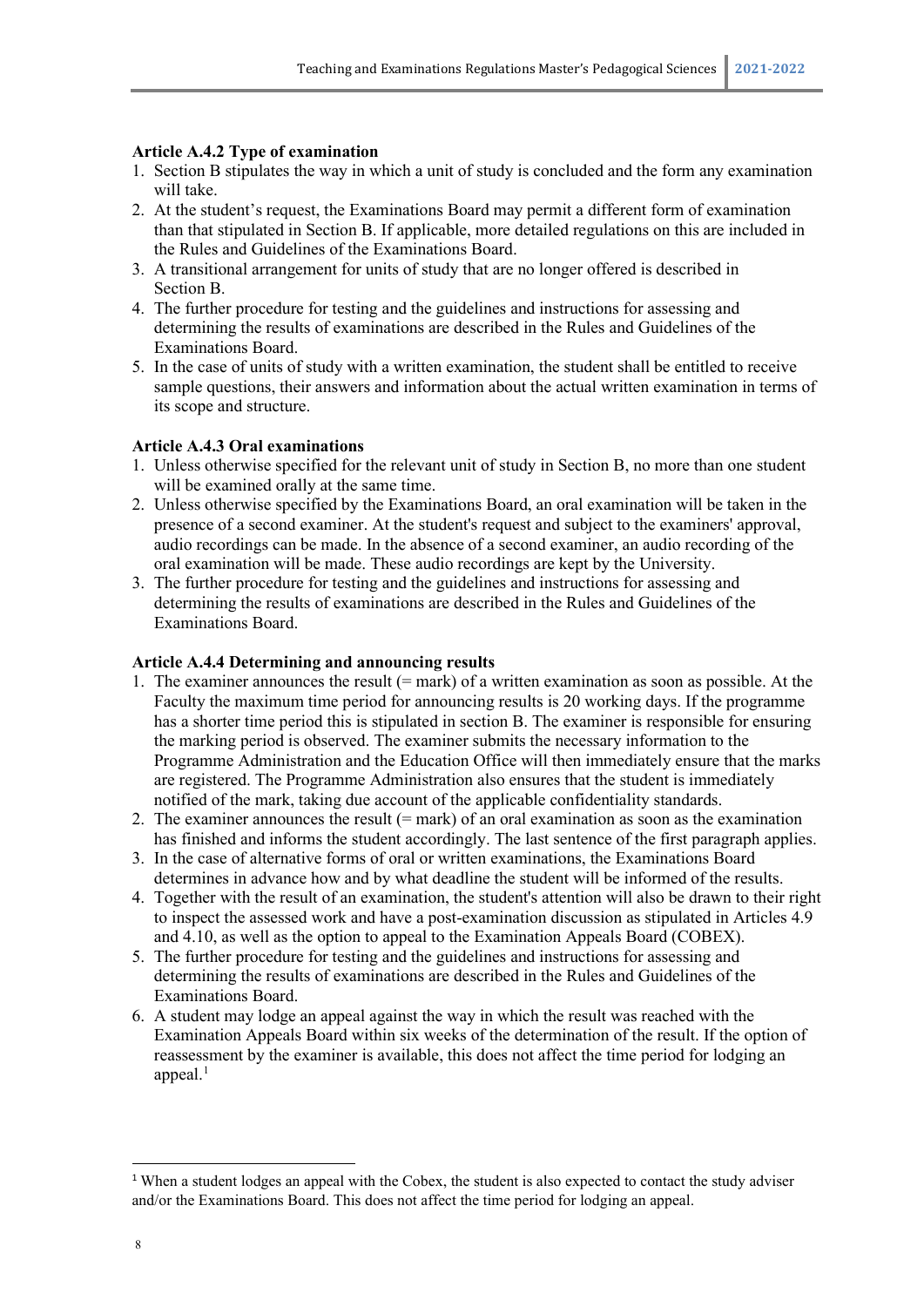### Article A.4.2 Type of examination

1. Section B stipulates the way in which a unit of study is concluded and the form any examination will take.
2. At the student's request, the Examinations Board may permit a different form of examination than that stipulated in Section B. If applicable, more detailed regulations on this are included in the Rules and Guidelines of the Examinations Board.
3. A transitional arrangement for units of study that are no longer offered is described in Section B.
4. The further procedure for testing and the guidelines and instructions for assessing and determining the results of examinations are described in the Rules and Guidelines of the Examinations Board.
5. In the case of units of study with a written examination, the student shall be entitled to receive sample questions, their answers and information about the actual written examination in terms of its scope and structure.

### Article A.4.3 Oral examinations

1. Unless otherwise specified for the relevant unit of study in Section B, no more than one student will be examined orally at the same time.
2. Unless otherwise specified by the Examinations Board, an oral examination will be taken in the presence of a second examiner. At the student's request and subject to the examiners' approval, audio recordings can be made. In the absence of a second examiner, an audio recording of the oral examination will be made. These audio recordings are kept by the University.
3. The further procedure for testing and the guidelines and instructions for assessing and determining the results of examinations are described in the Rules and Guidelines of the Examinations Board.

### Article A.4.4 Determining and announcing results

1. The examiner announces the result (= mark) of a written examination as soon as possible. At the Faculty the maximum time period for announcing results is 20 working days. If the programme has a shorter time period this is stipulated in section B. The examiner is responsible for ensuring the marking period is observed. The examiner submits the necessary information to the Programme Administration and the Education Office will then immediately ensure that the marks are registered. The Programme Administration also ensures that the student is immediately notified of the mark, taking due account of the applicable confidentiality standards.
2. The examiner announces the result (= mark) of an oral examination as soon as the examination has finished and informs the student accordingly. The last sentence of the first paragraph applies.
3. In the case of alternative forms of oral or written examinations, the Examinations Board determines in advance how and by what deadline the student will be informed of the results.
4. Together with the result of an examination, the student's attention will also be drawn to their right to inspect the assessed work and have a post-examination discussion as stipulated in Articles 4.9 and 4.10, as well as the option to appeal to the Examination Appeals Board (COBEX).
5. The further procedure for testing and the guidelines and instructions for assessing and determining the results of examinations are described in the Rules and Guidelines of the Examinations Board.
6. A student may lodge an appeal against the way in which the result was reached with the Examination Appeals Board within six weeks of the determination of the result. If the option of reassessment by the examiner is available, this does not affect the time period for lodging an appeal.[1]

[1] When a student lodges an appeal with the Cobex, the student is also expected to contact the study adviser and/or the Examinations Board. This does not affect the time period for lodging an appeal.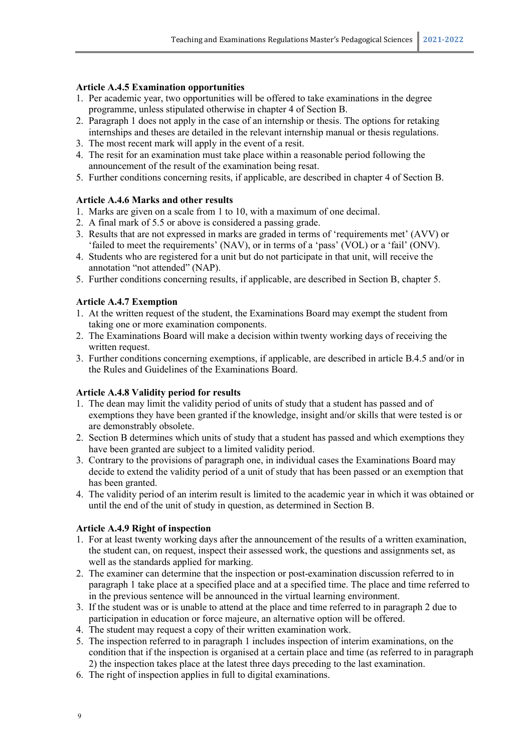### Article A.4.5 Examination opportunities

1. Per academic year, two opportunities will be offered to take examinations in the degree programme, unless stipulated otherwise in chapter 4 of Section B.
2. Paragraph 1 does not apply in the case of an internship or thesis. The options for retaking internships and theses are detailed in the relevant internship manual or thesis regulations.
3. The most recent mark will apply in the event of a resit.
4. The resit for an examination must take place within a reasonable period following the announcement of the result of the examination being resat.
5. Further conditions concerning resits, if applicable, are described in chapter 4 of Section B.

### Article A.4.6 Marks and other results

1. Marks are given on a scale from 1 to 10, with a maximum of one decimal.
2. A final mark of 5.5 or above is considered a passing grade.
3. Results that are not expressed in marks are graded in terms of 'requirements met' (AVV) or 'failed to meet the requirements' (NAV), or in terms of a 'pass' (VOL) or a 'fail' (ONV).
4. Students who are registered for a unit but do not participate in that unit, will receive the annotation "not attended" (NAP).
5. Further conditions concerning results, if applicable, are described in Section B, chapter 5.

### Article A.4.7 Exemption

1. At the written request of the student, the Examinations Board may exempt the student from taking one or more examination components.
2. The Examinations Board will make a decision within twenty working days of receiving the written request.
3. Further conditions concerning exemptions, if applicable, are described in article B.4.5 and/or in the Rules and Guidelines of the Examinations Board.

### Article A.4.8 Validity period for results

1. The dean may limit the validity period of units of study that a student has passed and of exemptions they have been granted if the knowledge, insight and/or skills that were tested is or are demonstrably obsolete.
2. Section B determines which units of study that a student has passed and which exemptions they have been granted are subject to a limited validity period.
3. Contrary to the provisions of paragraph one, in individual cases the Examinations Board may decide to extend the validity period of a unit of study that has been passed or an exemption that has been granted.
4. The validity period of an interim result is limited to the academic year in which it was obtained or until the end of the unit of study in question, as determined in Section B.

### Article A.4.9 Right of inspection

1. For at least twenty working days after the announcement of the results of a written examination, the student can, on request, inspect their assessed work, the questions and assignments set, as well as the standards applied for marking.
2. The examiner can determine that the inspection or post-examination discussion referred to in paragraph 1 take place at a specified place and at a specified time. The place and time referred to in the previous sentence will be announced in the virtual learning environment.
3. If the student was or is unable to attend at the place and time referred to in paragraph 2 due to participation in education or force majeure, an alternative option will be offered.
4. The student may request a copy of their written examination work.
5. The inspection referred to in paragraph 1 includes inspection of interim examinations, on the condition that if the inspection is organised at a certain place and time (as referred to in paragraph 2) the inspection takes place at the latest three days preceding to the last examination.
6. The right of inspection applies in full to digital examinations.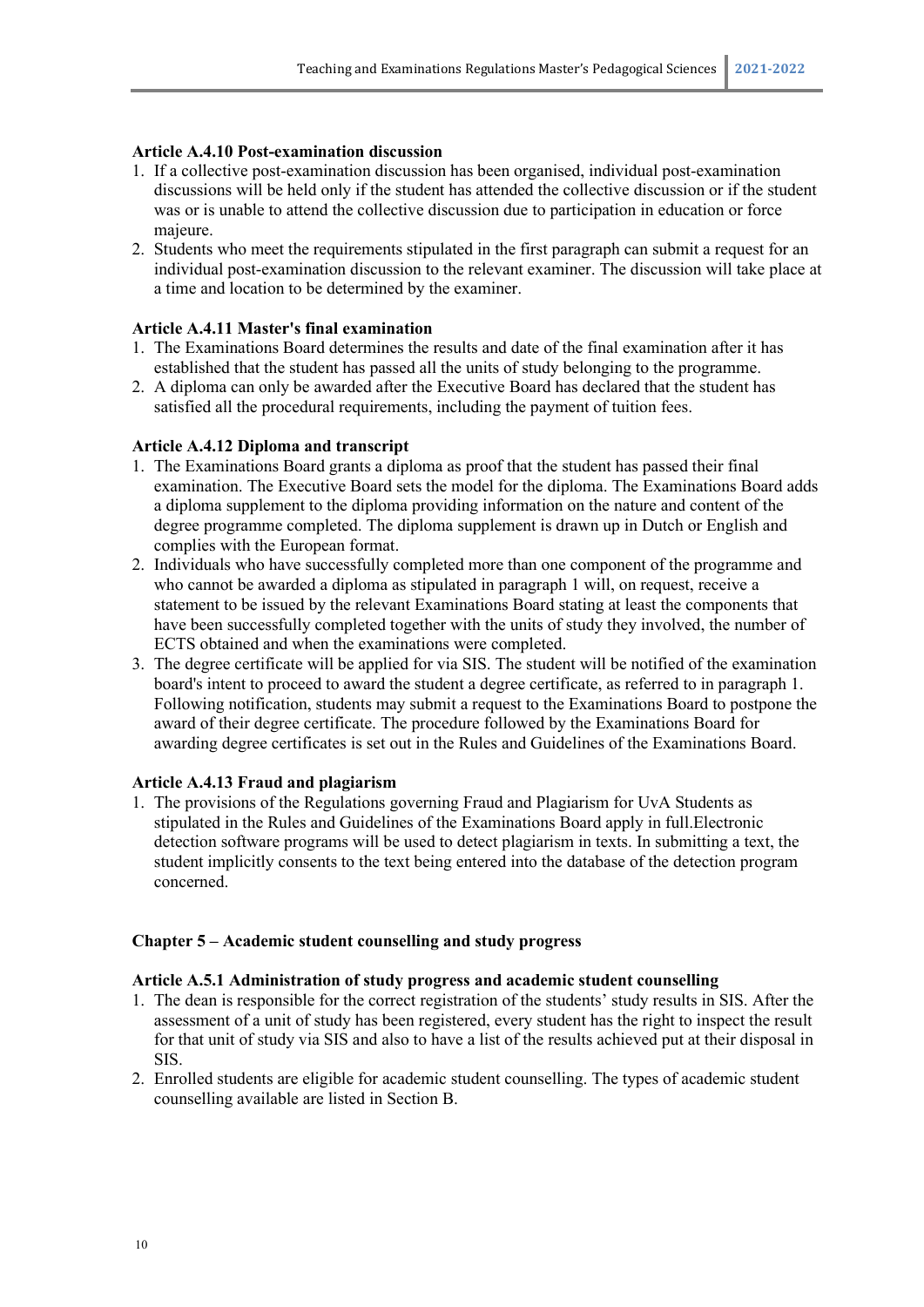### Article A.4.10 Post-examination discussion

1. If a collective post-examination discussion has been organised, individual post-examination discussions will be held only if the student has attended the collective discussion or if the student was or is unable to attend the collective discussion due to participation in education or force majeure.
2. Students who meet the requirements stipulated in the first paragraph can submit a request for an individual post-examination discussion to the relevant examiner. The discussion will take place at a time and location to be determined by the examiner.

### Article A.4.11 Master's final examination

1. The Examinations Board determines the results and date of the final examination after it has established that the student has passed all the units of study belonging to the programme.
2. A diploma can only be awarded after the Executive Board has declared that the student has satisfied all the procedural requirements, including the payment of tuition fees.

### Article A.4.12 Diploma and transcript

1. The Examinations Board grants a diploma as proof that the student has passed their final examination. The Executive Board sets the model for the diploma. The Examinations Board adds a diploma supplement to the diploma providing information on the nature and content of the degree programme completed. The diploma supplement is drawn up in Dutch or English and complies with the European format.
2. Individuals who have successfully completed more than one component of the programme and who cannot be awarded a diploma as stipulated in paragraph 1 will, on request, receive a statement to be issued by the relevant Examinations Board stating at least the components that have been successfully completed together with the units of study they involved, the number of ECTS obtained and when the examinations were completed.
3. The degree certificate will be applied for via SIS. The student will be notified of the examination board's intent to proceed to award the student a degree certificate, as referred to in paragraph 1. Following notification, students may submit a request to the Examinations Board to postpone the award of their degree certificate. The procedure followed by the Examinations Board for awarding degree certificates is set out in the Rules and Guidelines of the Examinations Board.

### Article A.4.13 Fraud and plagiarism

1. The provisions of the Regulations governing Fraud and Plagiarism for UvA Students as stipulated in the Rules and Guidelines of the Examinations Board apply in full.Electronic detection software programs will be used to detect plagiarism in texts. In submitting a text, the student implicitly consents to the text being entered into the database of the detection program concerned.

## Chapter 5 – Academic student counselling and study progress

### Article A.5.1 Administration of study progress and academic student counselling

1. The dean is responsible for the correct registration of the students' study results in SIS. After the assessment of a unit of study has been registered, every student has the right to inspect the result for that unit of study via SIS and also to have a list of the results achieved put at their disposal in SIS.
2. Enrolled students are eligible for academic student counselling. The types of academic student counselling available are listed in Section B.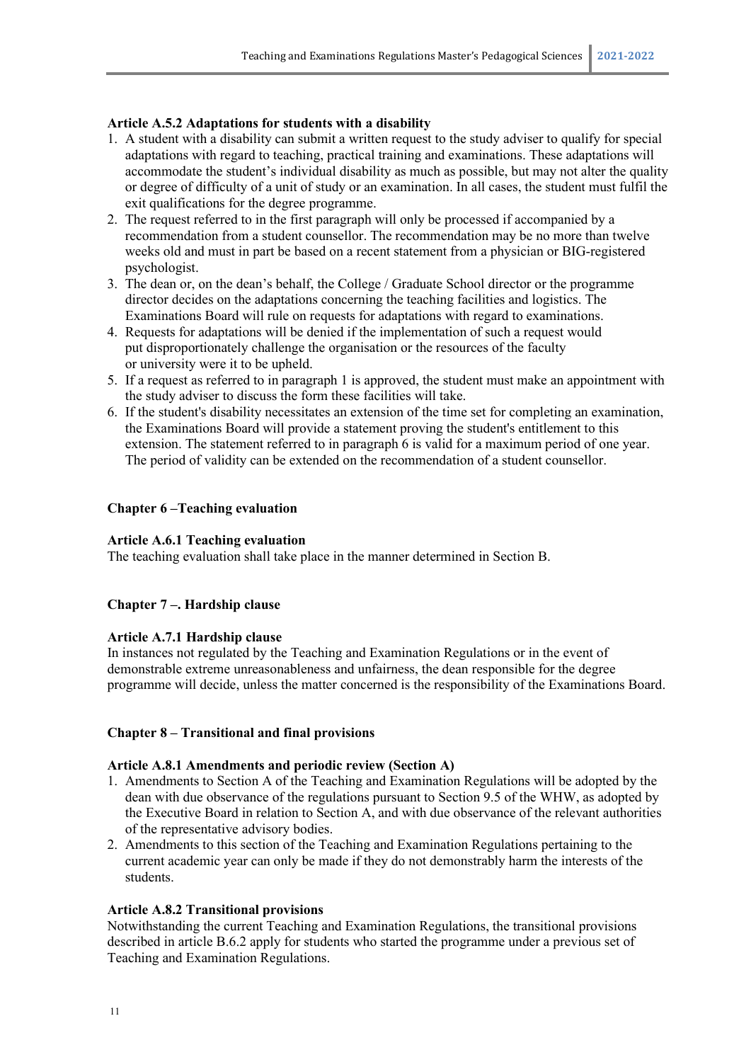**Article A.5.2 Adaptations for students with a disability**

1. A student with a disability can submit a written request to the study adviser to qualify for special adaptations with regard to teaching, practical training and examinations. These adaptations will accommodate the student's individual disability as much as possible, but may not alter the quality or degree of difficulty of a unit of study or an examination. In all cases, the student must fulfil the exit qualifications for the degree programme.
2. The request referred to in the first paragraph will only be processed if accompanied by a recommendation from a student counsellor. The recommendation may be no more than twelve weeks old and must in part be based on a recent statement from a physician or BIG-registered psychologist.
3. The dean or, on the dean's behalf, the College / Graduate School director or the programme director decides on the adaptations concerning the teaching facilities and logistics. The Examinations Board will rule on requests for adaptations with regard to examinations.
4. Requests for adaptations will be denied if the implementation of such a request would put disproportionately challenge the organisation or the resources of the faculty or university were it to be upheld.
5. If a request as referred to in paragraph 1 is approved, the student must make an appointment with the study adviser to discuss the form these facilities will take.
6. If the student's disability necessitates an extension of the time set for completing an examination, the Examinations Board will provide a statement proving the student's entitlement to this extension. The statement referred to in paragraph 6 is valid for a maximum period of one year. The period of validity can be extended on the recommendation of a student counsellor.

## Chapter 6 –Teaching evaluation

**Article A.6.1 Teaching evaluation**

The teaching evaluation shall take place in the manner determined in Section B.

## Chapter 7 –. Hardship clause

**Article A.7.1 Hardship clause**

In instances not regulated by the Teaching and Examination Regulations or in the event of demonstrable extreme unreasonableness and unfairness, the dean responsible for the degree programme will decide, unless the matter concerned is the responsibility of the Examinations Board.

## Chapter 8 – Transitional and final provisions

**Article A.8.1 Amendments and periodic review (Section A)**

1. Amendments to Section A of the Teaching and Examination Regulations will be adopted by the dean with due observance of the regulations pursuant to Section 9.5 of the WHW, as adopted by the Executive Board in relation to Section A, and with due observance of the relevant authorities of the representative advisory bodies.
2. Amendments to this section of the Teaching and Examination Regulations pertaining to the current academic year can only be made if they do not demonstrably harm the interests of the students.

**Article A.8.2 Transitional provisions**

Notwithstanding the current Teaching and Examination Regulations, the transitional provisions described in article B.6.2 apply for students who started the programme under a previous set of Teaching and Examination Regulations.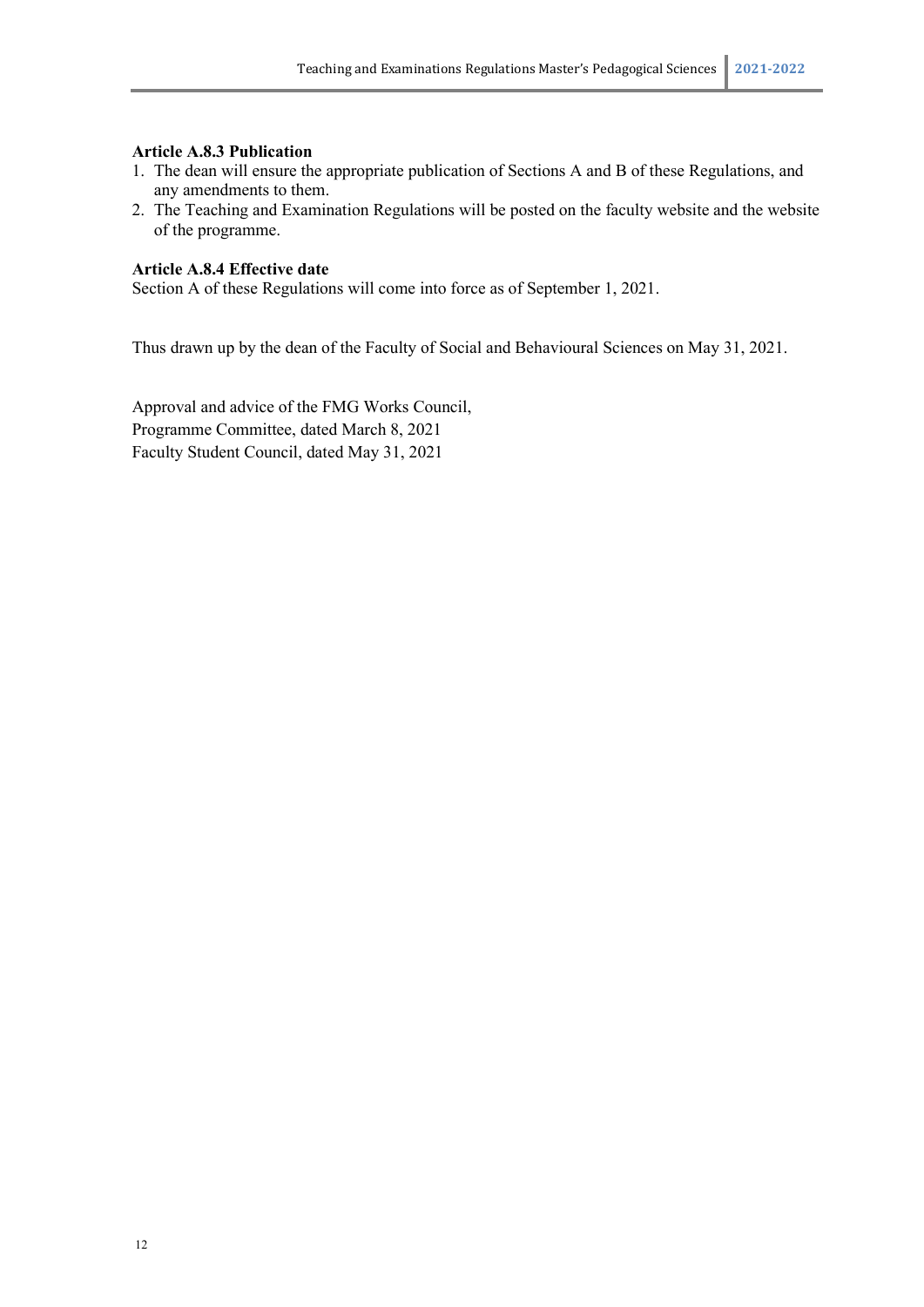**Article A.8.3 Publication**

1. The dean will ensure the appropriate publication of Sections A and B of these Regulations, and any amendments to them.
2. The Teaching and Examination Regulations will be posted on the faculty website and the website of the programme.

**Article A.8.4 Effective date**

Section A of these Regulations will come into force as of September 1, 2021.

Thus drawn up by the dean of the Faculty of Social and Behavioural Sciences on May 31, 2021.

Approval and advice of the FMG Works Council,
Programme Committee, dated March 8, 2021
Faculty Student Council, dated May 31, 2021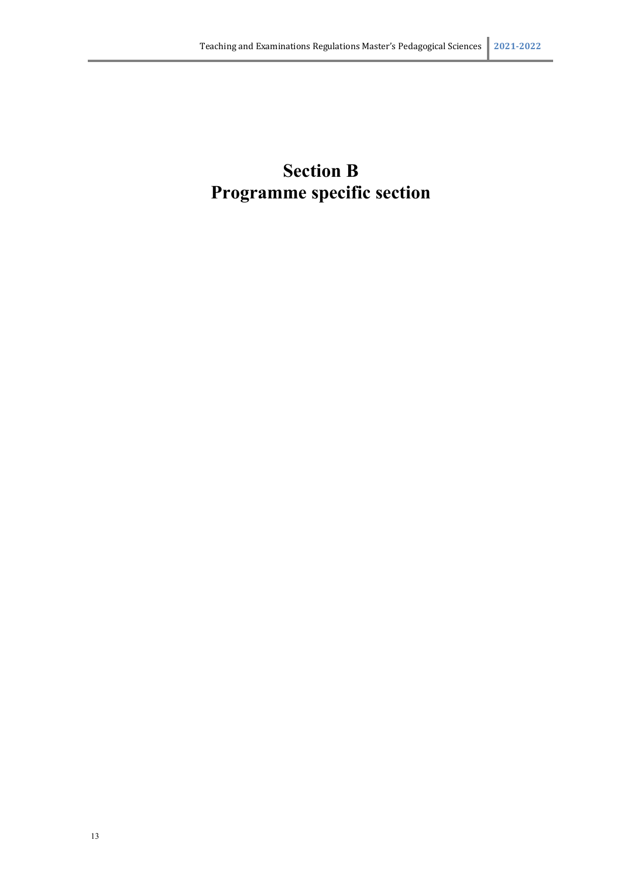# Section B
# Programme specific section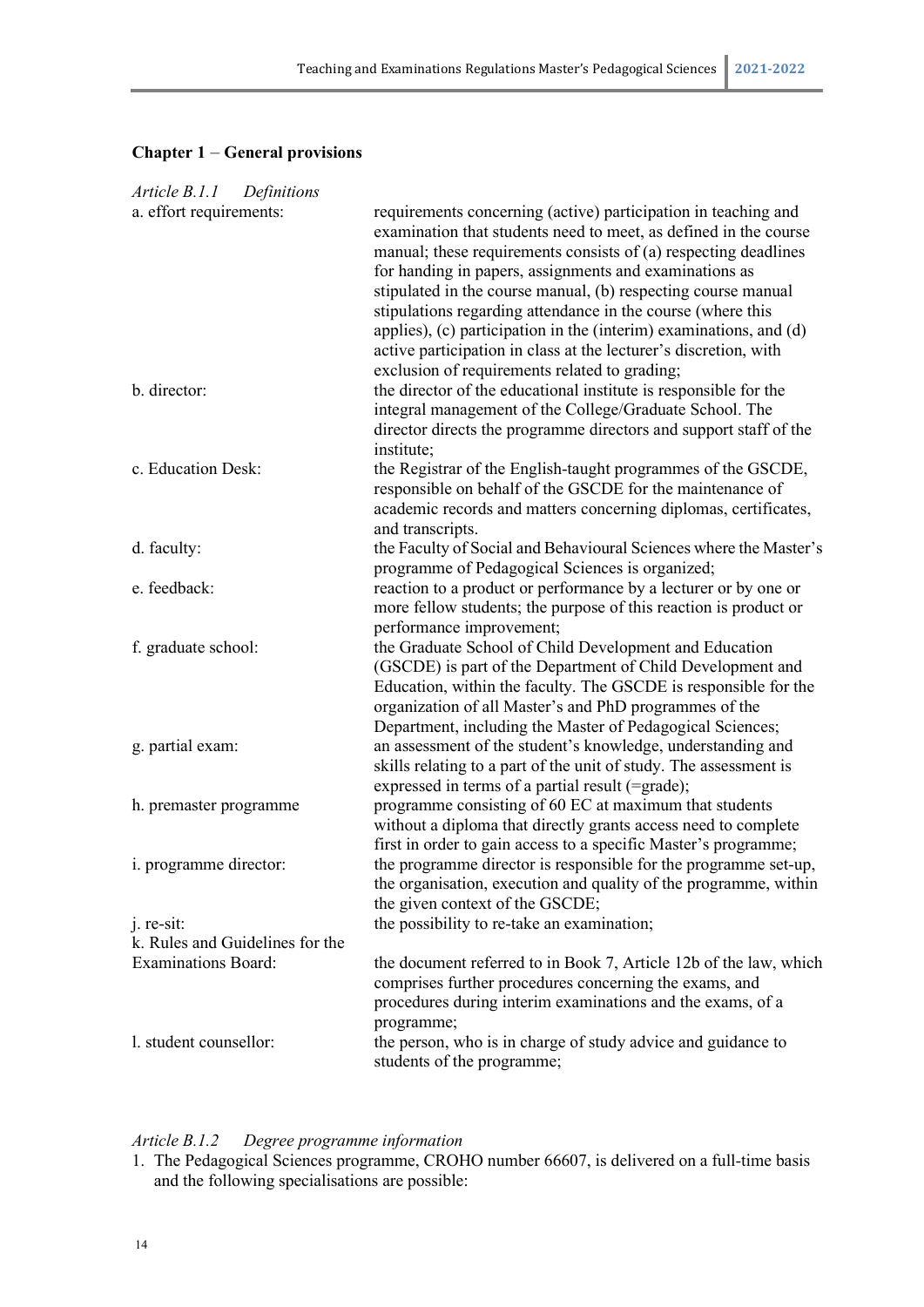## Chapter 1 – General provisions

*Article B.1.1 Definitions*

a. effort requirements: requirements concerning (active) participation in teaching and examination that students need to meet, as defined in the course manual; these requirements consists of (a) respecting deadlines for handing in papers, assignments and examinations as stipulated in the course manual, (b) respecting course manual stipulations regarding attendance in the course (where this applies), (c) participation in the (interim) examinations, and (d) active participation in class at the lecturer's discretion, with exclusion of requirements related to grading;

b. director: the director of the educational institute is responsible for the integral management of the College/Graduate School. The director directs the programme directors and support staff of the institute;

c. Education Desk: the Registrar of the English-taught programmes of the GSCDE, responsible on behalf of the GSCDE for the maintenance of academic records and matters concerning diplomas, certificates, and transcripts.

d. faculty: the Faculty of Social and Behavioural Sciences where the Master's programme of Pedagogical Sciences is organized;

e. feedback: reaction to a product or performance by a lecturer or by one or more fellow students; the purpose of this reaction is product or performance improvement;

f. graduate school: the Graduate School of Child Development and Education (GSCDE) is part of the Department of Child Development and Education, within the faculty. The GSCDE is responsible for the organization of all Master's and PhD programmes of the Department, including the Master of Pedagogical Sciences;

g. partial exam: an assessment of the student's knowledge, understanding and skills relating to a part of the unit of study. The assessment is expressed in terms of a partial result (=grade);

h. premaster programme programme consisting of 60 EC at maximum that students without a diploma that directly grants access need to complete first in order to gain access to a specific Master's programme;

i. programme director: the programme director is responsible for the programme set-up, the organisation, execution and quality of the programme, within the given context of the GSCDE;

j. re-sit: the possibility to re-take an examination;

k. Rules and Guidelines for the Examinations Board: the document referred to in Book 7, Article 12b of the law, which comprises further procedures concerning the exams, and procedures during interim examinations and the exams, of a programme;

l. student counsellor: the person, who is in charge of study advice and guidance to students of the programme;

*Article B.1.2 Degree programme information*

1. The Pedagogical Sciences programme, CROHO number 66607, is delivered on a full-time basis and the following specialisations are possible: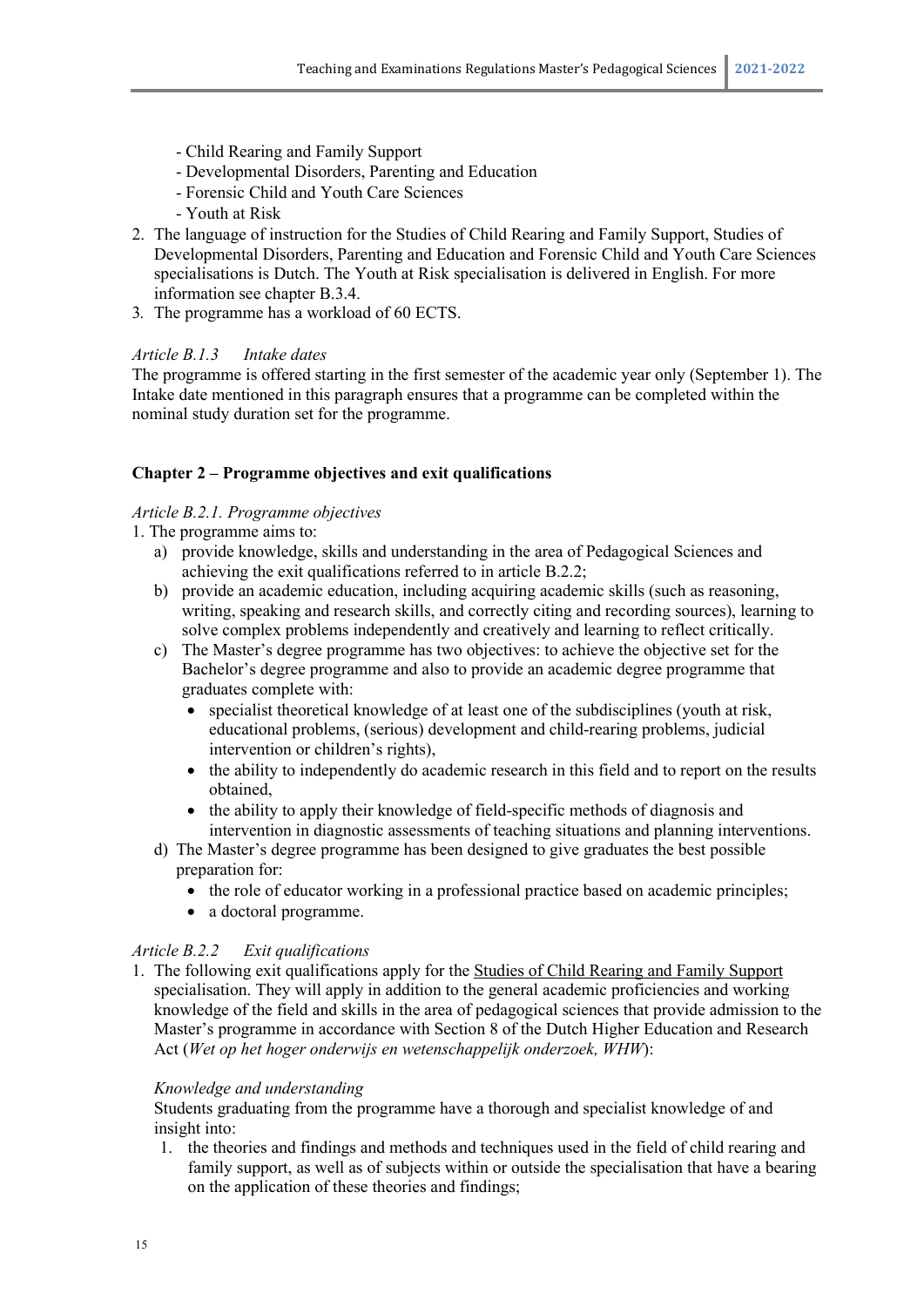- Child Rearing and Family Support
   - Developmental Disorders, Parenting and Education
   - Forensic Child and Youth Care Sciences
   - Youth at Risk
2. The language of instruction for the Studies of Child Rearing and Family Support, Studies of Developmental Disorders, Parenting and Education and Forensic Child and Youth Care Sciences specialisations is Dutch. The Youth at Risk specialisation is delivered in English. For more information see chapter B.3.4.
3. The programme has a workload of 60 ECTS.

*Article B.1.3 Intake dates*

The programme is offered starting in the first semester of the academic year only (September 1). The Intake date mentioned in this paragraph ensures that a programme can be completed within the nominal study duration set for the programme.

**Chapter 2 – Programme objectives and exit qualifications**

*Article B.2.1. Programme objectives*

1. The programme aims to:
   a) provide knowledge, skills and understanding in the area of Pedagogical Sciences and achieving the exit qualifications referred to in article B.2.2;
   b) provide an academic education, including acquiring academic skills (such as reasoning, writing, speaking and research skills, and correctly citing and recording sources), learning to solve complex problems independently and creatively and learning to reflect critically.
   c) The Master's degree programme has two objectives: to achieve the objective set for the Bachelor's degree programme and also to provide an academic degree programme that graduates complete with:
      - specialist theoretical knowledge of at least one of the subdisciplines (youth at risk, educational problems, (serious) development and child-rearing problems, judicial intervention or children's rights),
      - the ability to independently do academic research in this field and to report on the results obtained,
      - the ability to apply their knowledge of field-specific methods of diagnosis and intervention in diagnostic assessments of teaching situations and planning interventions.
   d) The Master's degree programme has been designed to give graduates the best possible preparation for:
      - the role of educator working in a professional practice based on academic principles;
      - a doctoral programme.

*Article B.2.2 Exit qualifications*

1. The following exit qualifications apply for the <u>Studies of Child Rearing and Family Support</u> specialisation. They will apply in addition to the general academic proficiencies and working knowledge of the field and skills in the area of pedagogical sciences that provide admission to the Master's programme in accordance with Section 8 of the Dutch Higher Education and Research Act (*Wet op het hoger onderwijs en wetenschappelijk onderzoek, WHW*):

   *Knowledge and understanding*

   Students graduating from the programme have a thorough and specialist knowledge of and insight into:
   1. the theories and findings and methods and techniques used in the field of child rearing and family support, as well as of subjects within or outside the specialisation that have a bearing on the application of these theories and findings;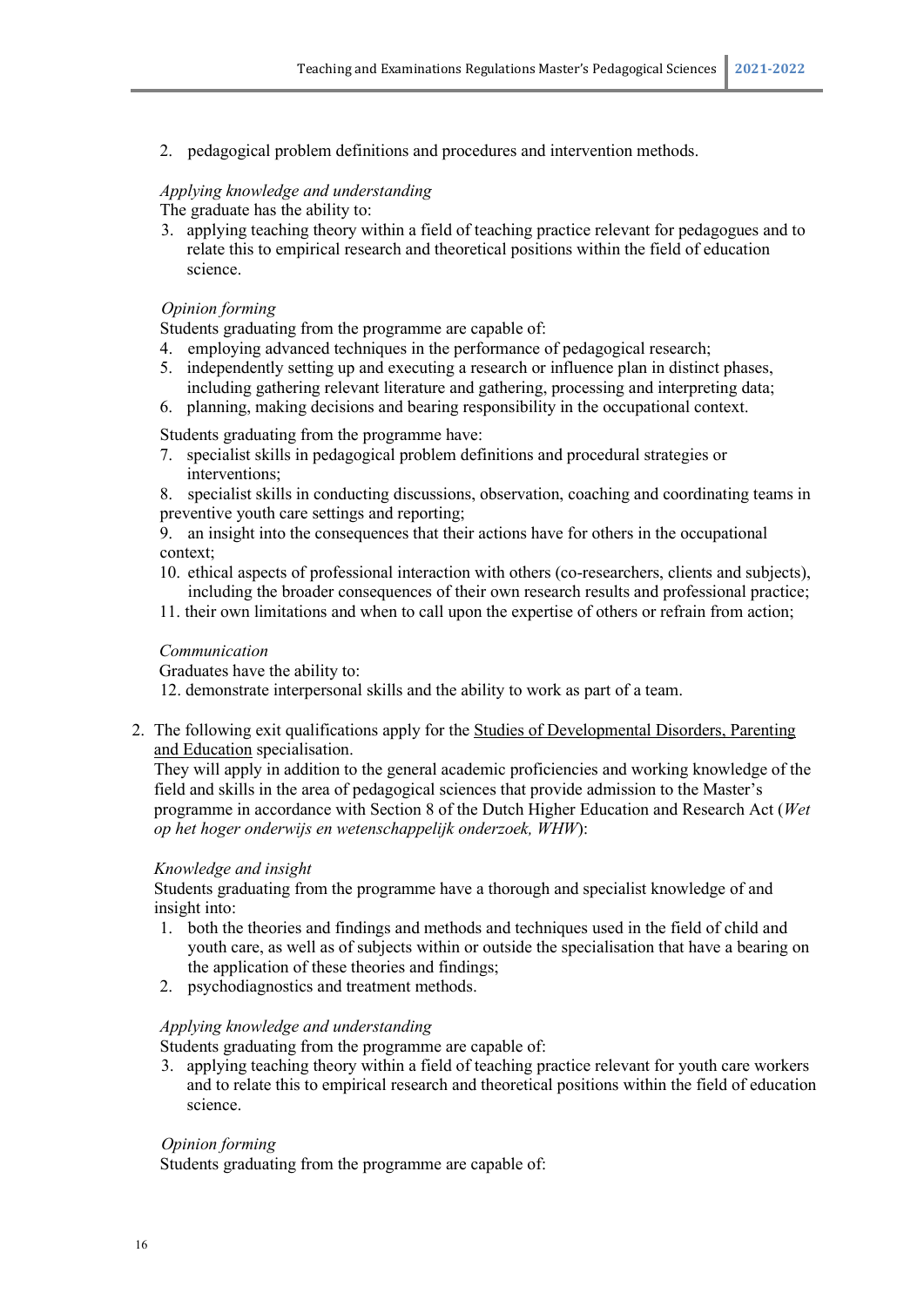2. pedagogical problem definitions and procedures and intervention methods.

*Applying knowledge and understanding*
The graduate has the ability to:

3. applying teaching theory within a field of teaching practice relevant for pedagogues and to relate this to empirical research and theoretical positions within the field of education science.

*Opinion forming*
Students graduating from the programme are capable of:

4. employing advanced techniques in the performance of pedagogical research;
5. independently setting up and executing a research or influence plan in distinct phases, including gathering relevant literature and gathering, processing and interpreting data;
6. planning, making decisions and bearing responsibility in the occupational context.

Students graduating from the programme have:

7. specialist skills in pedagogical problem definitions and procedural strategies or interventions;
8. specialist skills in conducting discussions, observation, coaching and coordinating teams in preventive youth care settings and reporting;
9. an insight into the consequences that their actions have for others in the occupational context;
10. ethical aspects of professional interaction with others (co-researchers, clients and subjects), including the broader consequences of their own research results and professional practice;
11. their own limitations and when to call upon the expertise of others or refrain from action;

*Communication*
Graduates have the ability to:

12. demonstrate interpersonal skills and the ability to work as part of a team.

2. The following exit qualifications apply for the Studies of Developmental Disorders, Parenting and Education specialisation.
They will apply in addition to the general academic proficiencies and working knowledge of the field and skills in the area of pedagogical sciences that provide admission to the Master's programme in accordance with Section 8 of the Dutch Higher Education and Research Act (*Wet op het hoger onderwijs en wetenschappelijk onderzoek, WHW*):

*Knowledge and insight*
Students graduating from the programme have a thorough and specialist knowledge of and insight into:

1. both the theories and findings and methods and techniques used in the field of child and youth care, as well as of subjects within or outside the specialisation that have a bearing on the application of these theories and findings;
2. psychodiagnostics and treatment methods.

*Applying knowledge and understanding*
Students graduating from the programme are capable of:

3. applying teaching theory within a field of teaching practice relevant for youth care workers and to relate this to empirical research and theoretical positions within the field of education science.

*Opinion forming*
Students graduating from the programme are capable of: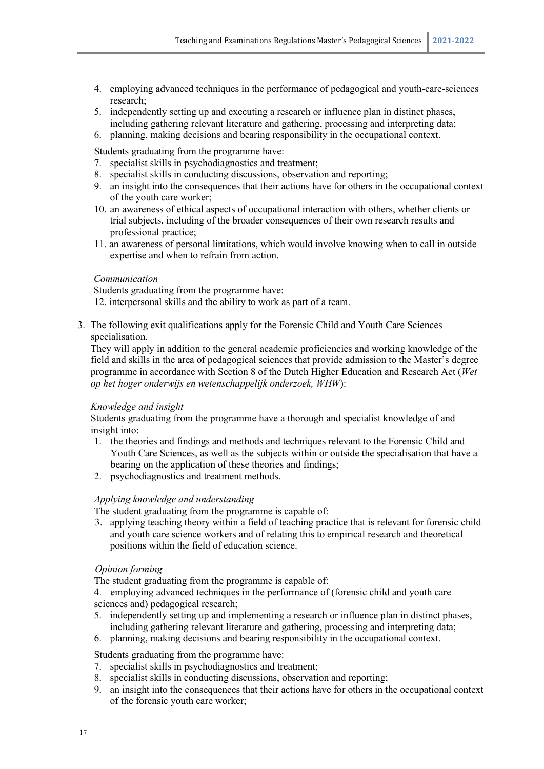4. employing advanced techniques in the performance of pedagogical and youth-care-sciences research;
5. independently setting up and executing a research or influence plan in distinct phases, including gathering relevant literature and gathering, processing and interpreting data;
6. planning, making decisions and bearing responsibility in the occupational context.

Students graduating from the programme have:

7. specialist skills in psychodiagnostics and treatment;
8. specialist skills in conducting discussions, observation and reporting;
9. an insight into the consequences that their actions have for others in the occupational context of the youth care worker;
10. an awareness of ethical aspects of occupational interaction with others, whether clients or trial subjects, including of the broader consequences of their own research results and professional practice;
11. an awareness of personal limitations, which would involve knowing when to call in outside expertise and when to refrain from action.

*Communication*

Students graduating from the programme have:

12. interpersonal skills and the ability to work as part of a team.

3. The following exit qualifications apply for the Forensic Child and Youth Care Sciences specialisation.
   They will apply in addition to the general academic proficiencies and working knowledge of the field and skills in the area of pedagogical sciences that provide admission to the Master's degree programme in accordance with Section 8 of the Dutch Higher Education and Research Act (*Wet op het hoger onderwijs en wetenschappelijk onderzoek, WHW*):

*Knowledge and insight*

Students graduating from the programme have a thorough and specialist knowledge of and insight into:

1. the theories and findings and methods and techniques relevant to the Forensic Child and Youth Care Sciences, as well as the subjects within or outside the specialisation that have a bearing on the application of these theories and findings;
2. psychodiagnostics and treatment methods.

*Applying knowledge and understanding*

The student graduating from the programme is capable of:

3. applying teaching theory within a field of teaching practice that is relevant for forensic child and youth care science workers and of relating this to empirical research and theoretical positions within the field of education science.

*Opinion forming*

The student graduating from the programme is capable of:

4. employing advanced techniques in the performance of (forensic child and youth care sciences and) pedagogical research;
5. independently setting up and implementing a research or influence plan in distinct phases, including gathering relevant literature and gathering, processing and interpreting data;
6. planning, making decisions and bearing responsibility in the occupational context.

Students graduating from the programme have:

7. specialist skills in psychodiagnostics and treatment;
8. specialist skills in conducting discussions, observation and reporting;
9. an insight into the consequences that their actions have for others in the occupational context of the forensic youth care worker;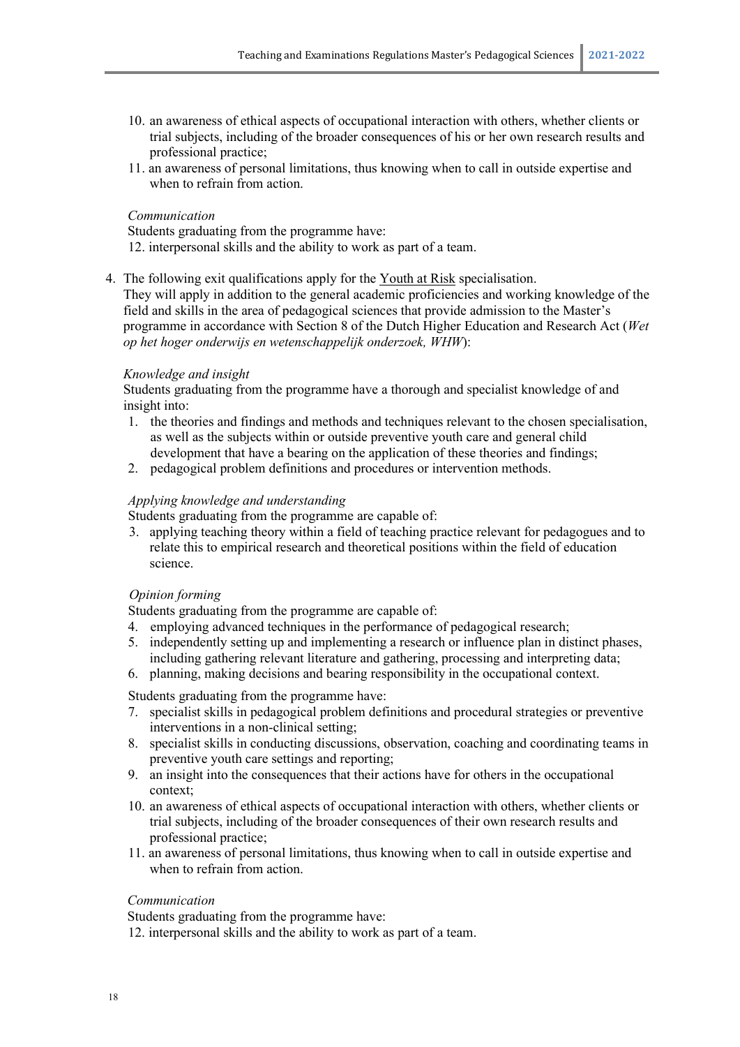10. an awareness of ethical aspects of occupational interaction with others, whether clients or trial subjects, including of the broader consequences of his or her own research results and professional practice;
11. an awareness of personal limitations, thus knowing when to call in outside expertise and when to refrain from action.

*Communication*

Students graduating from the programme have:

12. interpersonal skills and the ability to work as part of a team.

4. The following exit qualifications apply for the Youth at Risk specialisation.
They will apply in addition to the general academic proficiencies and working knowledge of the field and skills in the area of pedagogical sciences that provide admission to the Master's programme in accordance with Section 8 of the Dutch Higher Education and Research Act (*Wet op het hoger onderwijs en wetenschappelijk onderzoek, WHW*):

*Knowledge and insight*

Students graduating from the programme have a thorough and specialist knowledge of and insight into:

1. the theories and findings and methods and techniques relevant to the chosen specialisation, as well as the subjects within or outside preventive youth care and general child development that have a bearing on the application of these theories and findings;
2. pedagogical problem definitions and procedures or intervention methods.

*Applying knowledge and understanding*

Students graduating from the programme are capable of:

3. applying teaching theory within a field of teaching practice relevant for pedagogues and to relate this to empirical research and theoretical positions within the field of education science.

*Opinion forming*

Students graduating from the programme are capable of:

4. employing advanced techniques in the performance of pedagogical research;
5. independently setting up and implementing a research or influence plan in distinct phases, including gathering relevant literature and gathering, processing and interpreting data;
6. planning, making decisions and bearing responsibility in the occupational context.

Students graduating from the programme have:

7. specialist skills in pedagogical problem definitions and procedural strategies or preventive interventions in a non-clinical setting;
8. specialist skills in conducting discussions, observation, coaching and coordinating teams in preventive youth care settings and reporting;
9. an insight into the consequences that their actions have for others in the occupational context;
10. an awareness of ethical aspects of occupational interaction with others, whether clients or trial subjects, including of the broader consequences of their own research results and professional practice;
11. an awareness of personal limitations, thus knowing when to call in outside expertise and when to refrain from action.

*Communication*

Students graduating from the programme have:

12. interpersonal skills and the ability to work as part of a team.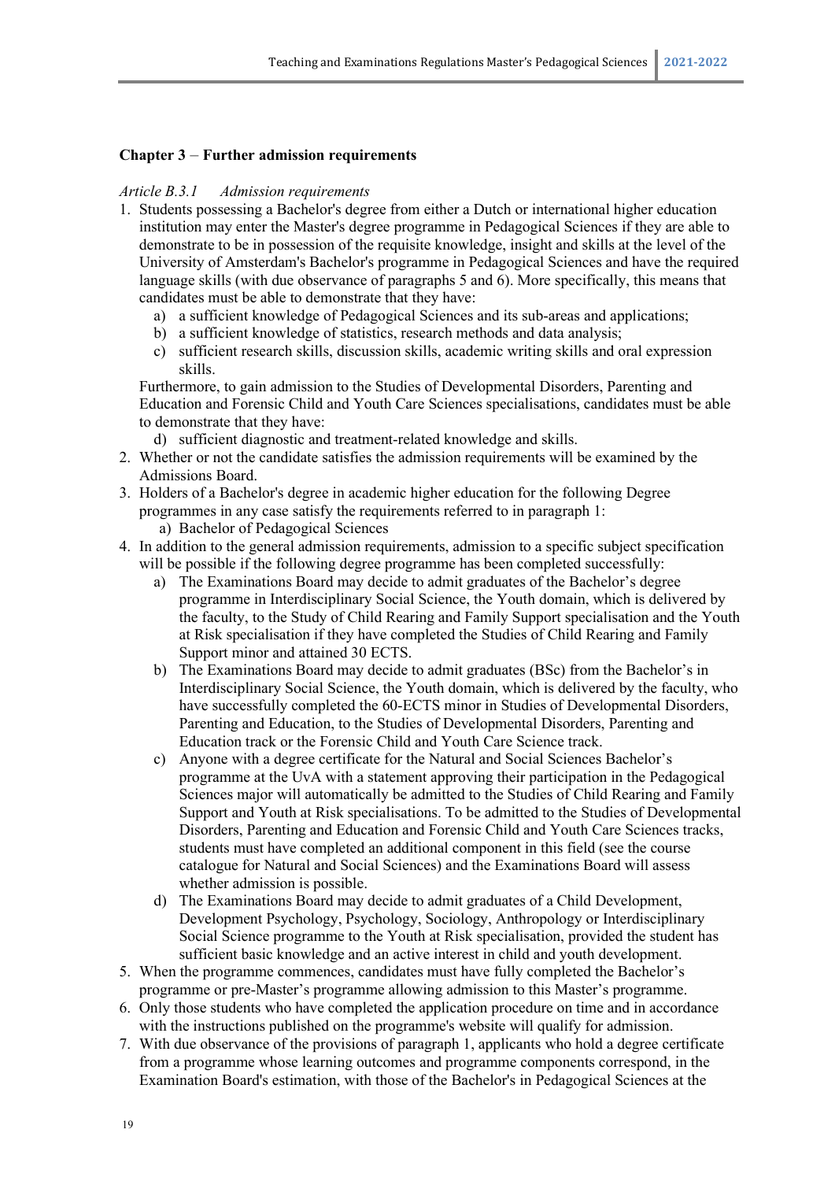## Chapter 3 – Further admission requirements

*Article B.3.1 Admission requirements*

1. Students possessing a Bachelor's degree from either a Dutch or international higher education institution may enter the Master's degree programme in Pedagogical Sciences if they are able to demonstrate to be in possession of the requisite knowledge, insight and skills at the level of the University of Amsterdam's Bachelor's programme in Pedagogical Sciences and have the required language skills (with due observance of paragraphs 5 and 6). More specifically, this means that candidates must be able to demonstrate that they have:
   a) a sufficient knowledge of Pedagogical Sciences and its sub-areas and applications;
   b) a sufficient knowledge of statistics, research methods and data analysis;
   c) sufficient research skills, discussion skills, academic writing skills and oral expression skills.

   Furthermore, to gain admission to the Studies of Developmental Disorders, Parenting and Education and Forensic Child and Youth Care Sciences specialisations, candidates must be able to demonstrate that they have:
   d) sufficient diagnostic and treatment-related knowledge and skills.
2. Whether or not the candidate satisfies the admission requirements will be examined by the Admissions Board.
3. Holders of a Bachelor's degree in academic higher education for the following Degree programmes in any case satisfy the requirements referred to in paragraph 1:
   a) Bachelor of Pedagogical Sciences
4. In addition to the general admission requirements, admission to a specific subject specification will be possible if the following degree programme has been completed successfully:
   a) The Examinations Board may decide to admit graduates of the Bachelor's degree programme in Interdisciplinary Social Science, the Youth domain, which is delivered by the faculty, to the Study of Child Rearing and Family Support specialisation and the Youth at Risk specialisation if they have completed the Studies of Child Rearing and Family Support minor and attained 30 ECTS.
   b) The Examinations Board may decide to admit graduates (BSc) from the Bachelor's in Interdisciplinary Social Science, the Youth domain, which is delivered by the faculty, who have successfully completed the 60-ECTS minor in Studies of Developmental Disorders, Parenting and Education, to the Studies of Developmental Disorders, Parenting and Education track or the Forensic Child and Youth Care Science track.
   c) Anyone with a degree certificate for the Natural and Social Sciences Bachelor's programme at the UvA with a statement approving their participation in the Pedagogical Sciences major will automatically be admitted to the Studies of Child Rearing and Family Support and Youth at Risk specialisations. To be admitted to the Studies of Developmental Disorders, Parenting and Education and Forensic Child and Youth Care Sciences tracks, students must have completed an additional component in this field (see the course catalogue for Natural and Social Sciences) and the Examinations Board will assess whether admission is possible.
   d) The Examinations Board may decide to admit graduates of a Child Development, Development Psychology, Psychology, Sociology, Anthropology or Interdisciplinary Social Science programme to the Youth at Risk specialisation, provided the student has sufficient basic knowledge and an active interest in child and youth development.
5. When the programme commences, candidates must have fully completed the Bachelor's programme or pre-Master's programme allowing admission to this Master's programme.
6. Only those students who have completed the application procedure on time and in accordance with the instructions published on the programme's website will qualify for admission.
7. With due observance of the provisions of paragraph 1, applicants who hold a degree certificate from a programme whose learning outcomes and programme components correspond, in the Examination Board's estimation, with those of the Bachelor's in Pedagogical Sciences at the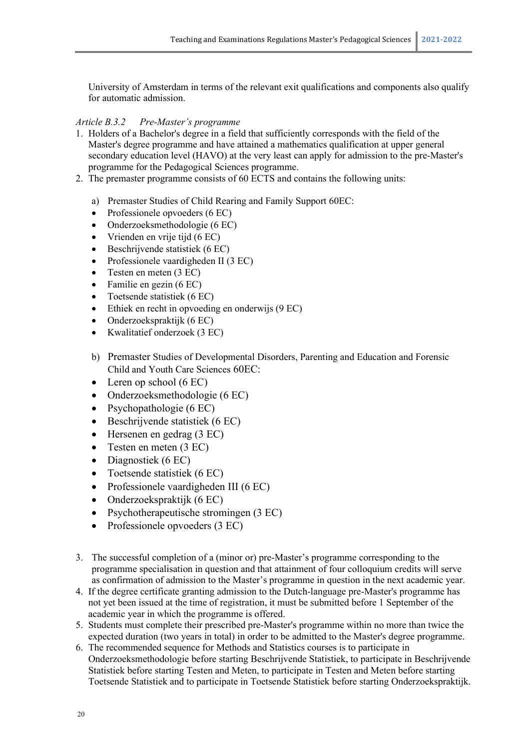University of Amsterdam in terms of the relevant exit qualifications and components also qualify for automatic admission.

*Article B.3.2 Pre-Master's programme*

1. Holders of a Bachelor's degree in a field that sufficiently corresponds with the field of the Master's degree programme and have attained a mathematics qualification at upper general secondary education level (HAVO) at the very least can apply for admission to the pre-Master's programme for the Pedagogical Sciences programme.
2. The premaster programme consists of 60 ECTS and contains the following units:

   a) Premaster Studies of Child Rearing and Family Support 60EC:
   - Professionele opvoeders (6 EC)
   - Onderzoeksmethodologie (6 EC)
   - Vrienden en vrije tijd (6 EC)
   - Beschrijvende statistiek (6 EC)
   - Professionele vaardigheden II (3 EC)
   - Testen en meten (3 EC)
   - Familie en gezin (6 EC)
   - Toetsende statistiek (6 EC)
   - Ethiek en recht in opvoeding en onderwijs (9 EC)
   - Onderzoekspraktijk (6 EC)
   - Kwalitatief onderzoek (3 EC)

   b) Premaster Studies of Developmental Disorders, Parenting and Education and Forensic Child and Youth Care Sciences 60EC:
   - Leren op school (6 EC)
   - Onderzoeksmethodologie (6 EC)
   - Psychopathologie (6 EC)
   - Beschrijvende statistiek (6 EC)
   - Hersenen en gedrag (3 EC)
   - Testen en meten (3 EC)
   - Diagnostiek (6 EC)
   - Toetsende statistiek (6 EC)
   - Professionele vaardigheden III (6 EC)
   - Onderzoekspraktijk (6 EC)
   - Psychotherapeutische stromingen (3 EC)
   - Professionele opvoeders (3 EC)

3. The successful completion of a (minor or) pre-Master's programme corresponding to the programme specialisation in question and that attainment of four colloquium credits will serve as confirmation of admission to the Master's programme in question in the next academic year.
4. If the degree certificate granting admission to the Dutch-language pre-Master's programme has not yet been issued at the time of registration, it must be submitted before 1 September of the academic year in which the programme is offered.
5. Students must complete their prescribed pre-Master's programme within no more than twice the expected duration (two years in total) in order to be admitted to the Master's degree programme.
6. The recommended sequence for Methods and Statistics courses is to participate in Onderzoeksmethodologie before starting Beschrijvende Statistiek, to participate in Beschrijvende Statistiek before starting Testen and Meten, to participate in Testen and Meten before starting Toetsende Statistiek and to participate in Toetsende Statistiek before starting Onderzoekspraktijk.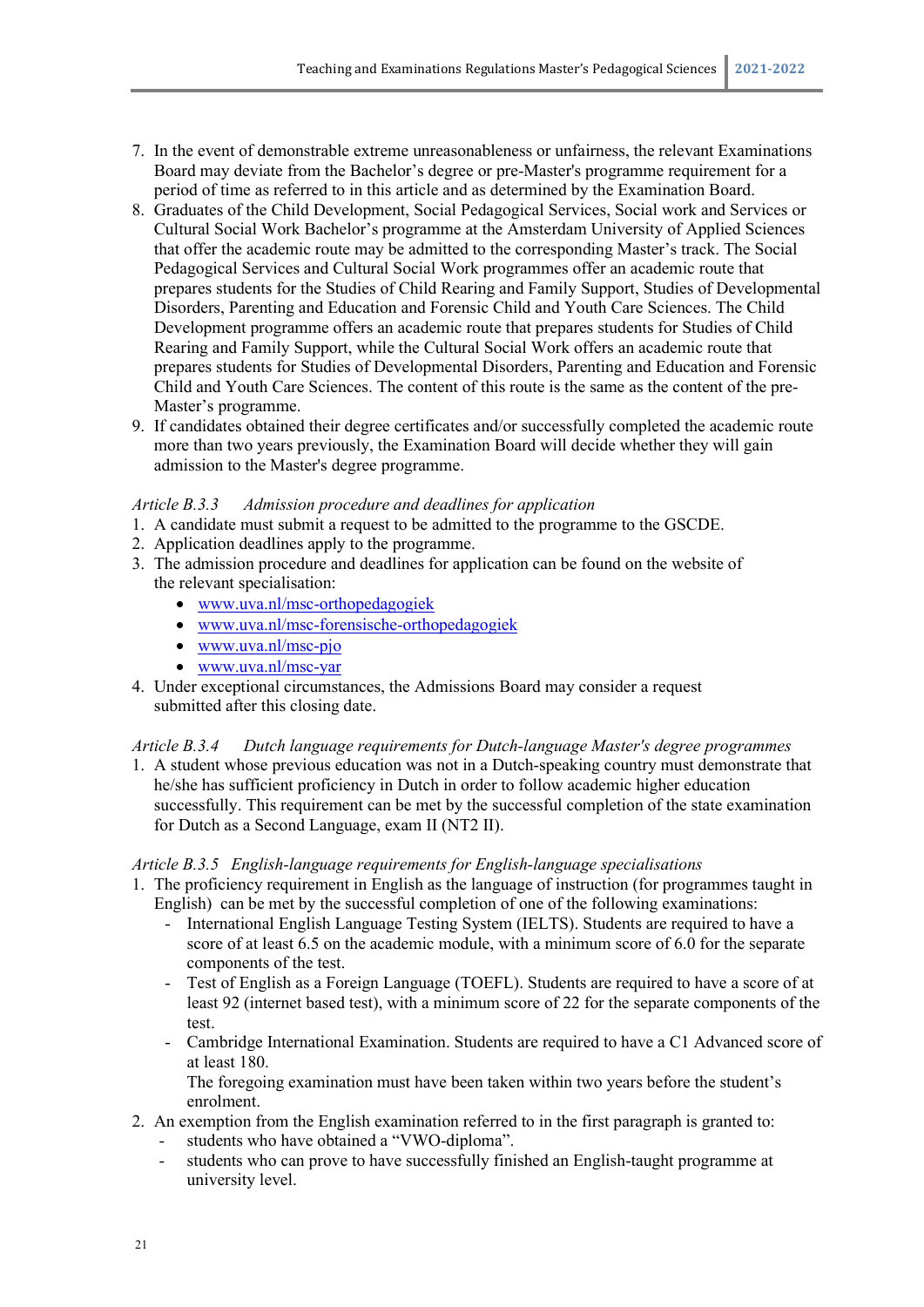7. In the event of demonstrable extreme unreasonableness or unfairness, the relevant Examinations Board may deviate from the Bachelor's degree or pre-Master's programme requirement for a period of time as referred to in this article and as determined by the Examination Board.
8. Graduates of the Child Development, Social Pedagogical Services, Social work and Services or Cultural Social Work Bachelor's programme at the Amsterdam University of Applied Sciences that offer the academic route may be admitted to the corresponding Master's track. The Social Pedagogical Services and Cultural Social Work programmes offer an academic route that prepares students for the Studies of Child Rearing and Family Support, Studies of Developmental Disorders, Parenting and Education and Forensic Child and Youth Care Sciences. The Child Development programme offers an academic route that prepares students for Studies of Child Rearing and Family Support, while the Cultural Social Work offers an academic route that prepares students for Studies of Developmental Disorders, Parenting and Education and Forensic Child and Youth Care Sciences. The content of this route is the same as the content of the pre-Master's programme.
9. If candidates obtained their degree certificates and/or successfully completed the academic route more than two years previously, the Examination Board will decide whether they will gain admission to the Master's degree programme.

*Article B.3.3 Admission procedure and deadlines for application*

1. A candidate must submit a request to be admitted to the programme to the GSCDE.
2. Application deadlines apply to the programme.
3. The admission procedure and deadlines for application can be found on the website of the relevant specialisation:
   - www.uva.nl/msc-orthopedagogiek
   - www.uva.nl/msc-forensische-orthopedagogiek
   - www.uva.nl/msc-pjo
   - www.uva.nl/msc-yar
4. Under exceptional circumstances, the Admissions Board may consider a request submitted after this closing date.

*Article B.3.4 Dutch language requirements for Dutch-language Master's degree programmes*

1. A student whose previous education was not in a Dutch-speaking country must demonstrate that he/she has sufficient proficiency in Dutch in order to follow academic higher education successfully. This requirement can be met by the successful completion of the state examination for Dutch as a Second Language, exam II (NT2 II).

*Article B.3.5 English-language requirements for English-language specialisations*

1. The proficiency requirement in English as the language of instruction (for programmes taught in English) can be met by the successful completion of one of the following examinations:
   - International English Language Testing System (IELTS). Students are required to have a score of at least 6.5 on the academic module, with a minimum score of 6.0 for the separate components of the test.
   - Test of English as a Foreign Language (TOEFL). Students are required to have a score of at least 92 (internet based test), with a minimum score of 22 for the separate components of the test.
   - Cambridge International Examination. Students are required to have a C1 Advanced score of at least 180.

     The foregoing examination must have been taken within two years before the student's enrolment.
2. An exemption from the English examination referred to in the first paragraph is granted to:
   - students who have obtained a "VWO-diploma".
   - students who can prove to have successfully finished an English-taught programme at university level.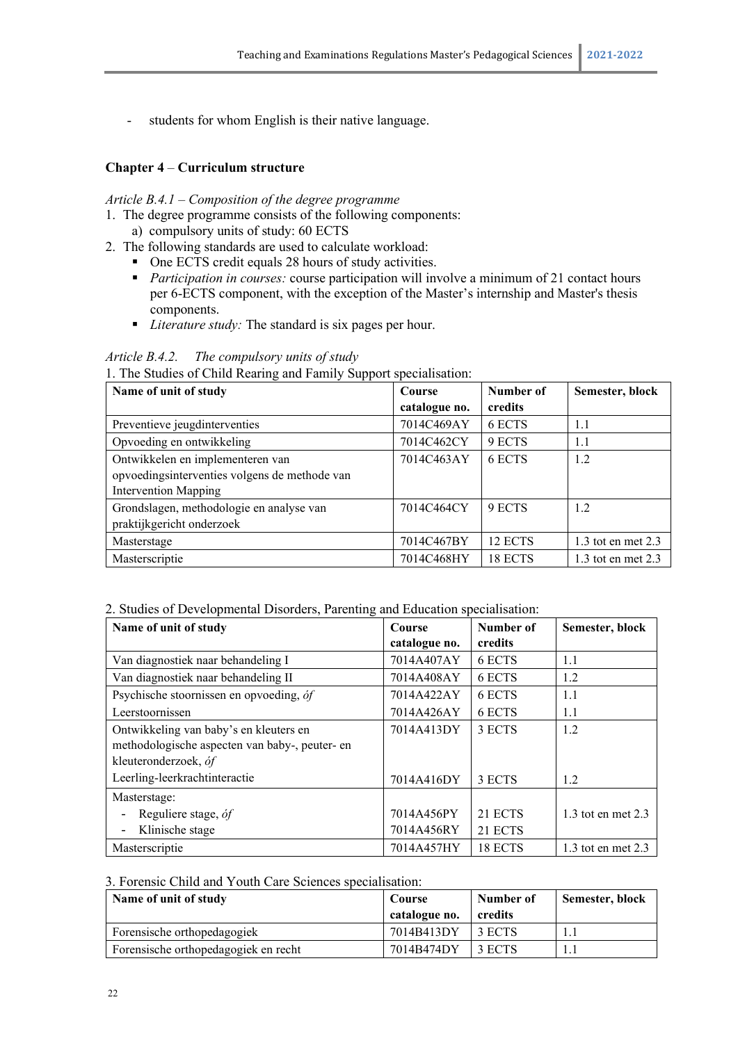- students for whom English is their native language.

### Chapter 4 – Curriculum structure

*Article B.4.1 – Composition of the degree programme*

1. The degree programme consists of the following components:
   a) compulsory units of study: 60 ECTS
2. The following standards are used to calculate workload:
   - One ECTS credit equals 28 hours of study activities.
   - *Participation in courses:* course participation will involve a minimum of 21 contact hours per 6-ECTS component, with the exception of the Master's internship and Master's thesis components.
   - *Literature study:* The standard is six pages per hour.

*Article B.4.2. The compulsory units of study*

1. The Studies of Child Rearing and Family Support specialisation:

| Name of unit of study | Course catalogue no. | Number of credits | Semester, block |
|---|---|---|---|
| Preventieve jeugdinterventies | 7014C469AY | 6 ECTS | 1.1 |
| Opvoeding en ontwikkeling | 7014C462CY | 9 ECTS | 1.1 |
| Ontwikkelen en implementeren van opvoedingsinterventies volgens de methode van Intervention Mapping | 7014C463AY | 6 ECTS | 1.2 |
| Grondslagen, methodologie en analyse van praktijkgericht onderzoek | 7014C464CY | 9 ECTS | 1.2 |
| Masterstage | 7014C467BY | 12 ECTS | 1.3 tot en met 2.3 |
| Masterscriptie | 7014C468HY | 18 ECTS | 1.3 tot en met 2.3 |

2. Studies of Developmental Disorders, Parenting and Education specialisation:

| Name of unit of study | Course catalogue no. | Number of credits | Semester, block |
|---|---|---|---|
| Van diagnostiek naar behandeling I | 7014A407AY | 6 ECTS | 1.1 |
| Van diagnostiek naar behandeling II | 7014A408AY | 6 ECTS | 1.2 |
| Psychische stoornissen en opvoeding, *óf* | 7014A422AY | 6 ECTS | 1.1 |
| Leerstoornissen | 7014A426AY | 6 ECTS | 1.1 |
| Ontwikkeling van baby's en kleuters en methodologische aspecten van baby-, peuter- en kleuteronderzoek, *óf* | 7014A413DY | 3 ECTS | 1.2 |
| Leerling-leerkrachtinteractie | 7014A416DY | 3 ECTS | 1.2 |
| Masterstage: | | | |
| - Reguliere stage, *óf* | 7014A456PY | 21 ECTS | 1.3 tot en met 2.3 |
| - Klinische stage | 7014A456RY | 21 ECTS | |
| Masterscriptie | 7014A457HY | 18 ECTS | 1.3 tot en met 2.3 |

3. Forensic Child and Youth Care Sciences specialisation:

| Name of unit of study | Course catalogue no. | Number of credits | Semester, block |
|---|---|---|---|
| Forensische orthopedagogiek | 7014B413DY | 3 ECTS | 1.1 |
| Forensische orthopedagogiek en recht | 7014B474DY | 3 ECTS | 1.1 |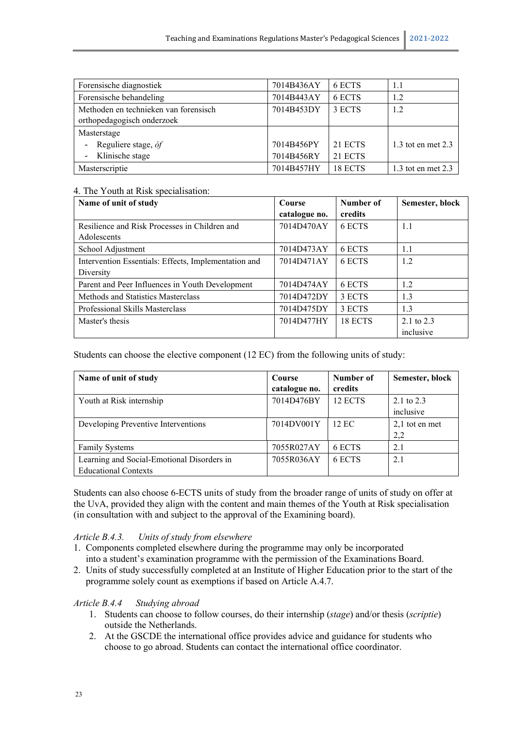| Forensische diagnostiek | 7014B436AY | 6 ECTS | 1.1 |
|---|---|---|---|
| Forensische behandeling | 7014B443AY | 6 ECTS | 1.2 |
| Methoden en technieken van forensisch orthopedagogisch onderzoek | 7014B453DY | 3 ECTS | 1.2 |
| Masterstage<br>- Reguliere stage, *óf*<br>- Klinische stage | <br>7014B456PY<br>7014B456RY | <br>21 ECTS<br>21 ECTS | <br>1.3 tot en met 2.3 |
| Masterscriptie | 7014B457HY | 18 ECTS | 1.3 tot en met 2.3 |

4. The Youth at Risk specialisation:

| **Name of unit of study** | **Course catalogue no.** | **Number of credits** | **Semester, block** |
|---|---|---|---|
| Resilience and Risk Processes in Children and Adolescents | 7014D470AY | 6 ECTS | 1.1 |
| School Adjustment | 7014D473AY | 6 ECTS | 1.1 |
| Intervention Essentials: Effects, Implementation and Diversity | 7014D471AY | 6 ECTS | 1.2 |
| Parent and Peer Influences in Youth Development | 7014D474AY | 6 ECTS | 1.2 |
| Methods and Statistics Masterclass | 7014D472DY | 3 ECTS | 1.3 |
| Professional Skills Masterclass | 7014D475DY | 3 ECTS | 1.3 |
| Master's thesis | 7014D477HY | 18 ECTS | 2.1 to 2.3 inclusive |

Students can choose the elective component (12 EC) from the following units of study:

| **Name of unit of study** | **Course catalogue no.** | **Number of credits** | **Semester, block** |
|---|---|---|---|
| Youth at Risk internship | 7014D476BY | 12 ECTS | 2.1 to 2.3 inclusive |
| Developing Preventive Interventions | 7014DV001Y | 12 EC | 2,1 tot en met 2,2 |
| Family Systems | 7055R027AY | 6 ECTS | 2.1 |
| Learning and Social-Emotional Disorders in Educational Contexts | 7055R036AY | 6 ECTS | 2.1 |

Students can also choose 6-ECTS units of study from the broader range of units of study on offer at the UvA, provided they align with the content and main themes of the Youth at Risk specialisation (in consultation with and subject to the approval of the Examining board).

*Article B.4.3. Units of study from elsewhere*

1. Components completed elsewhere during the programme may only be incorporated into a student's examination programme with the permission of the Examinations Board.
2. Units of study successfully completed at an Institute of Higher Education prior to the start of the programme solely count as exemptions if based on Article A.4.7.

*Article B.4.4 Studying abroad*

1. Students can choose to follow courses, do their internship (*stage*) and/or thesis (*scriptie*) outside the Netherlands.
2. At the GSCDE the international office provides advice and guidance for students who choose to go abroad. Students can contact the international office coordinator.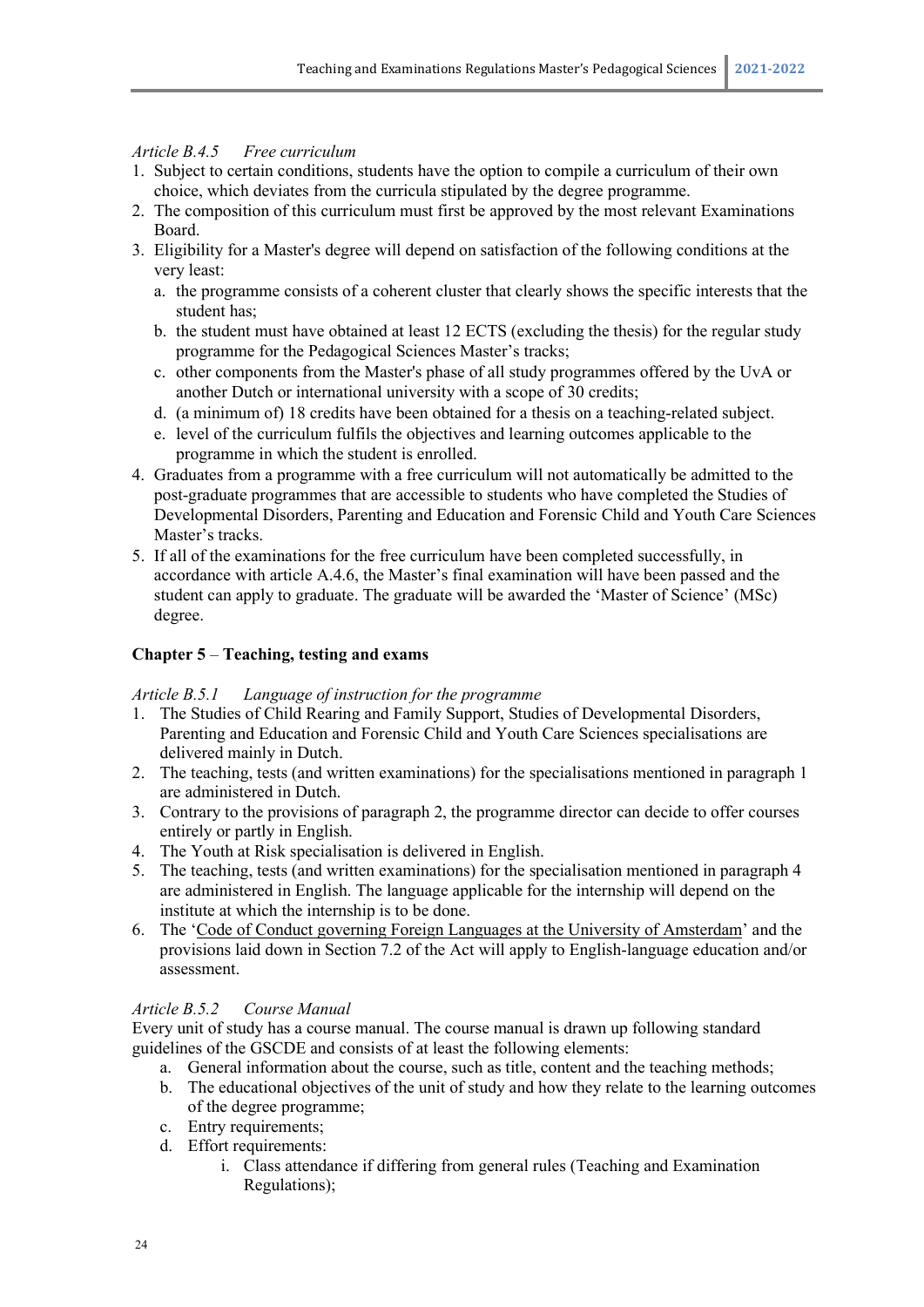*Article B.4.5 Free curriculum*

1. Subject to certain conditions, students have the option to compile a curriculum of their own choice, which deviates from the curricula stipulated by the degree programme.
2. The composition of this curriculum must first be approved by the most relevant Examinations Board.
3. Eligibility for a Master's degree will depend on satisfaction of the following conditions at the very least:
   a. the programme consists of a coherent cluster that clearly shows the specific interests that the student has;
   b. the student must have obtained at least 12 ECTS (excluding the thesis) for the regular study programme for the Pedagogical Sciences Master's tracks;
   c. other components from the Master's phase of all study programmes offered by the UvA or another Dutch or international university with a scope of 30 credits;
   d. (a minimum of) 18 credits have been obtained for a thesis on a teaching-related subject.
   e. level of the curriculum fulfils the objectives and learning outcomes applicable to the programme in which the student is enrolled.
4. Graduates from a programme with a free curriculum will not automatically be admitted to the post-graduate programmes that are accessible to students who have completed the Studies of Developmental Disorders, Parenting and Education and Forensic Child and Youth Care Sciences Master's tracks.
5. If all of the examinations for the free curriculum have been completed successfully, in accordance with article A.4.6, the Master's final examination will have been passed and the student can apply to graduate. The graduate will be awarded the 'Master of Science' (MSc) degree.

## Chapter 5 – Teaching, testing and exams

*Article B.5.1 Language of instruction for the programme*

1. The Studies of Child Rearing and Family Support, Studies of Developmental Disorders, Parenting and Education and Forensic Child and Youth Care Sciences specialisations are delivered mainly in Dutch.
2. The teaching, tests (and written examinations) for the specialisations mentioned in paragraph 1 are administered in Dutch.
3. Contrary to the provisions of paragraph 2, the programme director can decide to offer courses entirely or partly in English.
4. The Youth at Risk specialisation is delivered in English.
5. The teaching, tests (and written examinations) for the specialisation mentioned in paragraph 4 are administered in English. The language applicable for the internship will depend on the institute at which the internship is to be done.
6. The 'Code of Conduct governing Foreign Languages at the University of Amsterdam' and the provisions laid down in Section 7.2 of the Act will apply to English-language education and/or assessment.

*Article B.5.2 Course Manual*

Every unit of study has a course manual. The course manual is drawn up following standard guidelines of the GSCDE and consists of at least the following elements:

a. General information about the course, such as title, content and the teaching methods;
b. The educational objectives of the unit of study and how they relate to the learning outcomes of the degree programme;
c. Entry requirements;
d. Effort requirements:
   i. Class attendance if differing from general rules (Teaching and Examination Regulations);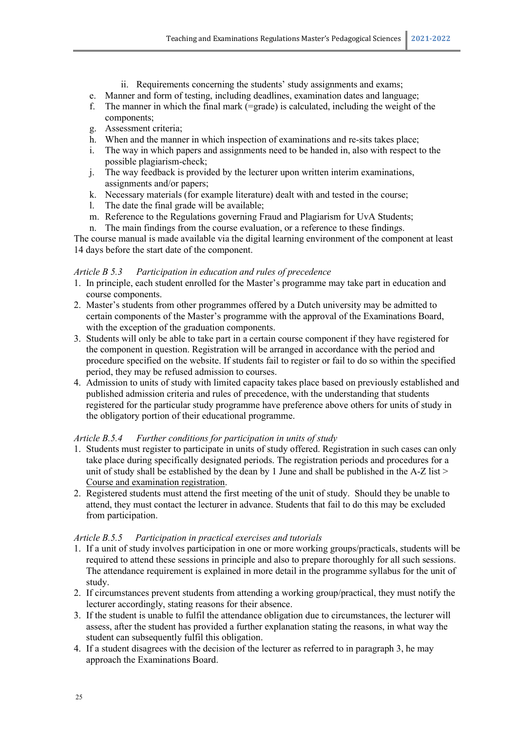ii. Requirements concerning the students' study assignments and exams;

e. Manner and form of testing, including deadlines, examination dates and language;
f. The manner in which the final mark (=grade) is calculated, including the weight of the components;
g. Assessment criteria;
h. When and the manner in which inspection of examinations and re-sits takes place;
i. The way in which papers and assignments need to be handed in, also with respect to the possible plagiarism-check;
j. The way feedback is provided by the lecturer upon written interim examinations, assignments and/or papers;
k. Necessary materials (for example literature) dealt with and tested in the course;
l. The date the final grade will be available;
m. Reference to the Regulations governing Fraud and Plagiarism for UvA Students;
n. The main findings from the course evaluation, or a reference to these findings.

The course manual is made available via the digital learning environment of the component at least 14 days before the start date of the component.

*Article B 5.3 Participation in education and rules of precedence*

1. In principle, each student enrolled for the Master's programme may take part in education and course components.
2. Master's students from other programmes offered by a Dutch university may be admitted to certain components of the Master's programme with the approval of the Examinations Board, with the exception of the graduation components.
3. Students will only be able to take part in a certain course component if they have registered for the component in question. Registration will be arranged in accordance with the period and procedure specified on the website. If students fail to register or fail to do so within the specified period, they may be refused admission to courses.
4. Admission to units of study with limited capacity takes place based on previously established and published admission criteria and rules of precedence, with the understanding that students registered for the particular study programme have preference above others for units of study in the obligatory portion of their educational programme.

*Article B.5.4 Further conditions for participation in units of study*

1. Students must register to participate in units of study offered. Registration in such cases can only take place during specifically designated periods. The registration periods and procedures for a unit of study shall be established by the dean by 1 June and shall be published in the A-Z list > Course and examination registration.
2. Registered students must attend the first meeting of the unit of study. Should they be unable to attend, they must contact the lecturer in advance. Students that fail to do this may be excluded from participation.

*Article B.5.5 Participation in practical exercises and tutorials*

1. If a unit of study involves participation in one or more working groups/practicals, students will be required to attend these sessions in principle and also to prepare thoroughly for all such sessions. The attendance requirement is explained in more detail in the programme syllabus for the unit of study.
2. If circumstances prevent students from attending a working group/practical, they must notify the lecturer accordingly, stating reasons for their absence.
3. If the student is unable to fulfil the attendance obligation due to circumstances, the lecturer will assess, after the student has provided a further explanation stating the reasons, in what way the student can subsequently fulfil this obligation.
4. If a student disagrees with the decision of the lecturer as referred to in paragraph 3, he may approach the Examinations Board.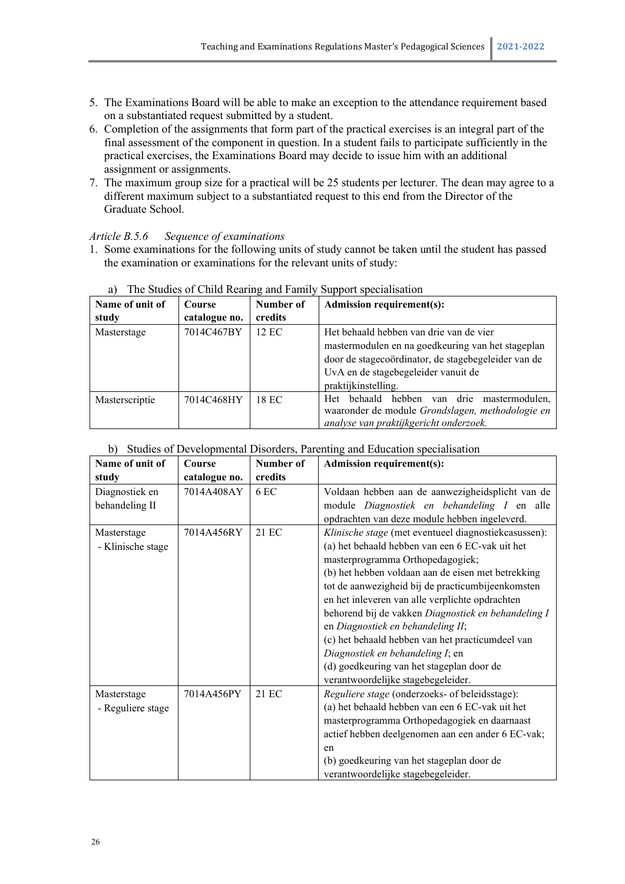5. The Examinations Board will be able to make an exception to the attendance requirement based on a substantiated request submitted by a student.
6. Completion of the assignments that form part of the practical exercises is an integral part of the final assessment of the component in question. In a student fails to participate sufficiently in the practical exercises, the Examinations Board may decide to issue him with an additional assignment or assignments.
7. The maximum group size for a practical will be 25 students per lecturer. The dean may agree to a different maximum subject to a substantiated request to this end from the Director of the Graduate School.

*Article B.5.6 Sequence of examinations*

1. Some examinations for the following units of study cannot be taken until the student has passed the examination or examinations for the relevant units of study:

a) The Studies of Child Rearing and Family Support specialisation

| Name of unit of study | Course catalogue no. | Number of credits | Admission requirement(s): |
|---|---|---|---|
| Masterstage | 7014C467BY | 12 EC | Het behaald hebben van drie van de vier mastermodulen en na goedkeuring van het stageplan door de stagecoördinator, de stagebegeleider van de UvA en de stagebegeleider vanuit de praktijkinstelling. |
| Masterscriptie | 7014C468HY | 18 EC | Het behaald hebben van drie mastermodulen, waaronder de module *Grondslagen, methodologie en analyse van praktijkgericht onderzoek.* |

b) Studies of Developmental Disorders, Parenting and Education specialisation

| Name of unit of study | Course catalogue no. | Number of credits | Admission requirement(s): |
|---|---|---|---|
| Diagnostiek en behandeling II | 7014A408AY | 6 EC | Voldaan hebben aan de aanwezigheidsplicht van de module *Diagnostiek en behandeling I* en alle opdrachten van deze module hebben ingeleverd. |
| Masterstage - Klinische stage | 7014A456RY | 21 EC | *Klinische stage* (met eventueel diagnostiekcasussen): (a) het behaald hebben van een 6 EC-vak uit het masterprogramma Orthopedagogiek; (b) het hebben voldaan aan de eisen met betrekking tot de aanwezigheid bij de practicumbijeenkomsten en het inleveren van alle verplichte opdrachten behorend bij de vakken *Diagnostiek en behandeling I* en *Diagnostiek en behandeling II*; (c) het behaald hebben van het practicumdeel van *Diagnostiek en behandeling I*; en (d) goedkeuring van het stageplan door de verantwoordelijke stagebegeleider. |
| Masterstage - Reguliere stage | 7014A456PY | 21 EC | *Reguliere stage* (onderzoeks- of beleidsstage): (a) het behaald hebben van een 6 EC-vak uit het masterprogramma Orthopedagogiek en daarnaast actief hebben deelgenomen aan een ander 6 EC-vak; en (b) goedkeuring van het stageplan door de verantwoordelijke stagebegeleider. |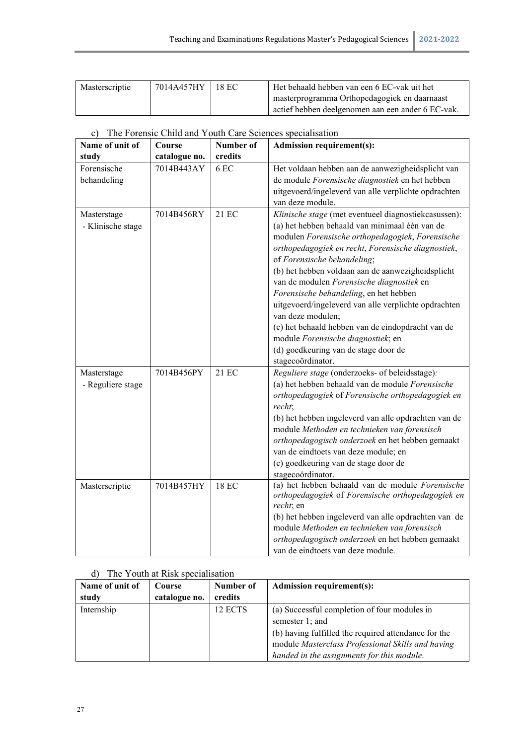| Masterscriptie | 7014A457HY | 18 EC | Het behaald hebben van een 6 EC-vak uit het masterprogramma Orthopedagogiek en daarnaast actief hebben deelgenomen aan een ander 6 EC-vak. |
|---|---|---|---|

c) The Forensic Child and Youth Care Sciences specialisation

| Name of unit of study | Course catalogue no. | Number of credits | Admission requirement(s): |
|---|---|---|---|
| Forensische behandeling | 7014B443AY | 6 EC | Het voldaan hebben aan de aanwezigheidsplicht van de module *Forensische diagnostiek* en het hebben uitgevoerd/ingeleverd van alle verplichte opdrachten van deze module. |
| Masterstage - Klinische stage | 7014B456RY | 21 EC | *Klinische stage* (met eventueel diagnostiekcasussen):<br>(a) het hebben behaald van minimaal één van de modulen *Forensische orthopedagogiek*, *Forensische orthopedagogiek en recht*, *Forensische diagnostiek*, of *Forensische behandeling*;<br>(b) het hebben voldaan aan de aanwezigheidsplicht van de modulen *Forensische diagnostiek* en *Forensische behandeling*, en het hebben uitgevoerd/ingeleverd van alle verplichte opdrachten van deze modulen;<br>(c) het behaald hebben van de eindopdracht van de module *Forensische diagnostiek*; en<br>(d) goedkeuring van de stage door de stagecoördinator. |
| Masterstage - Reguliere stage | 7014B456PY | 21 EC | *Reguliere stage* (onderzoeks- of beleidsstage)*:*<br>(a) het hebben behaald van de module *Forensische orthopedagogiek* of *Forensische orthopedagogiek en recht*;<br>(b) het hebben ingeleverd van alle opdrachten van de module *Methoden en technieken van forensisch orthopedagogisch onderzoek* en het hebben gemaakt van de eindtoets van deze module; en<br>(c) goedkeuring van de stage door de stagecoördinator. |
| Masterscriptie | 7014B457HY | 18 EC | (a) het hebben behaald van de module *Forensische orthopedagogiek* of *Forensische orthopedagogiek en recht*; en<br>(b) het hebben ingeleverd van alle opdrachten van de module *Methoden en technieken van forensisch orthopedagogisch onderzoek* en het hebben gemaakt van de eindtoets van deze module. |

d) The Youth at Risk specialisation

| Name of unit of study | Course catalogue no. | Number of credits | Admission requirement(s): |
|---|---|---|---|
| Internship | | 12 ECTS | (a) Successful completion of four modules in semester 1; and<br>(b) having fulfilled the required attendance for the module *Masterclass Professional Skills and having handed in the assignments for this module*. |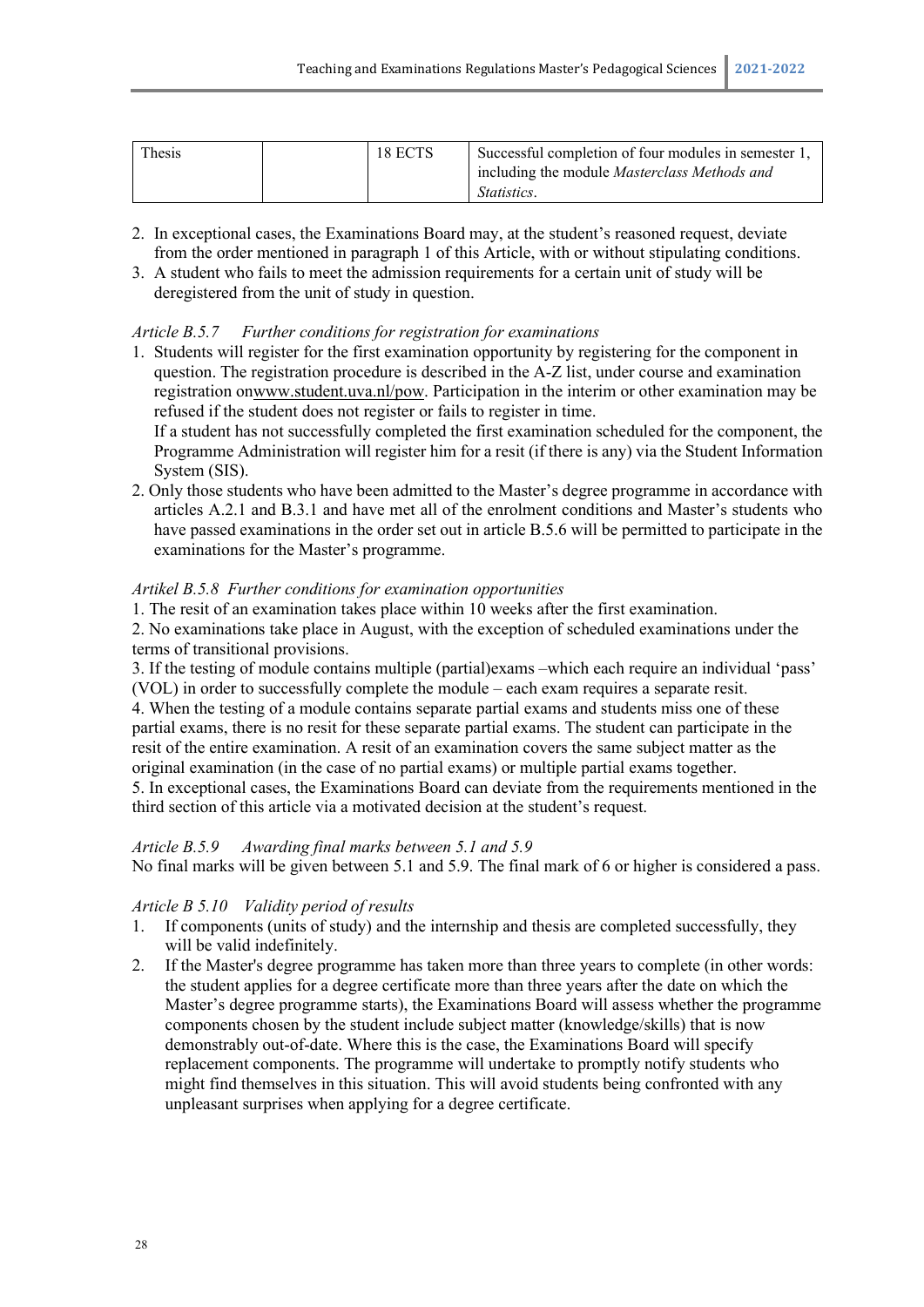| Thesis | | 18 ECTS | Successful completion of four modules in semester 1, including the module *Masterclass Methods and Statistics*. |
|---|---|---|---|

2. In exceptional cases, the Examinations Board may, at the student's reasoned request, deviate from the order mentioned in paragraph 1 of this Article, with or without stipulating conditions.
3. A student who fails to meet the admission requirements for a certain unit of study will be deregistered from the unit of study in question.

*Article B.5.7 Further conditions for registration for examinations*

1. Students will register for the first examination opportunity by registering for the component in question. The registration procedure is described in the A-Z list, under course and examination registration onwww.student.uva.nl/pow. Participation in the interim or other examination may be refused if the student does not register or fails to register in time.
   If a student has not successfully completed the first examination scheduled for the component, the Programme Administration will register him for a resit (if there is any) via the Student Information System (SIS).
2. Only those students who have been admitted to the Master's degree programme in accordance with articles A.2.1 and B.3.1 and have met all of the enrolment conditions and Master's students who have passed examinations in the order set out in article B.5.6 will be permitted to participate in the examinations for the Master's programme.

*Artikel B.5.8 Further conditions for examination opportunities*

1. The resit of an examination takes place within 10 weeks after the first examination.
2. No examinations take place in August, with the exception of scheduled examinations under the terms of transitional provisions.
3. If the testing of module contains multiple (partial)exams –which each require an individual 'pass' (VOL) in order to successfully complete the module – each exam requires a separate resit.
4. When the testing of a module contains separate partial exams and students miss one of these partial exams, there is no resit for these separate partial exams. The student can participate in the resit of the entire examination. A resit of an examination covers the same subject matter as the original examination (in the case of no partial exams) or multiple partial exams together.
5. In exceptional cases, the Examinations Board can deviate from the requirements mentioned in the third section of this article via a motivated decision at the student's request.

*Article B.5.9 Awarding final marks between 5.1 and 5.9*

No final marks will be given between 5.1 and 5.9. The final mark of 6 or higher is considered a pass.

*Article B 5.10 Validity period of results*

1. If components (units of study) and the internship and thesis are completed successfully, they will be valid indefinitely.
2. If the Master's degree programme has taken more than three years to complete (in other words: the student applies for a degree certificate more than three years after the date on which the Master's degree programme starts), the Examinations Board will assess whether the programme components chosen by the student include subject matter (knowledge/skills) that is now demonstrably out-of-date. Where this is the case, the Examinations Board will specify replacement components. The programme will undertake to promptly notify students who might find themselves in this situation. This will avoid students being confronted with any unpleasant surprises when applying for a degree certificate.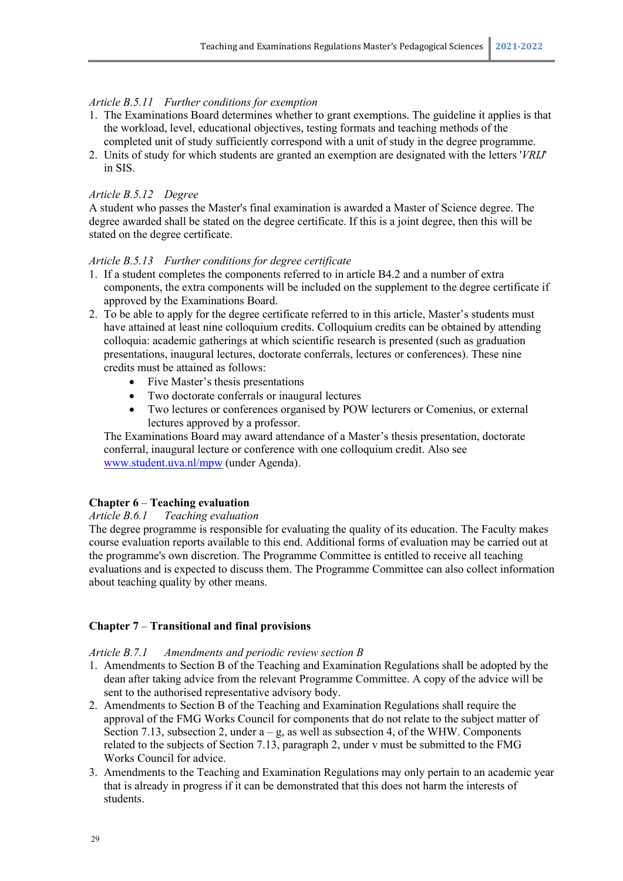*Article B.5.11 Further conditions for exemption*

1. The Examinations Board determines whether to grant exemptions. The guideline it applies is that the workload, level, educational objectives, testing formats and teaching methods of the completed unit of study sufficiently correspond with a unit of study in the degree programme.
2. Units of study for which students are granted an exemption are designated with the letters '*VRIJ*' in SIS.

*Article B.5.12 Degree*

A student who passes the Master's final examination is awarded a Master of Science degree. The degree awarded shall be stated on the degree certificate. If this is a joint degree, then this will be stated on the degree certificate.

*Article B.5.13 Further conditions for degree certificate*

1. If a student completes the components referred to in article B4.2 and a number of extra components, the extra components will be included on the supplement to the degree certificate if approved by the Examinations Board.
2. To be able to apply for the degree certificate referred to in this article, Master's students must have attained at least nine colloquium credits. Colloquium credits can be obtained by attending colloquia: academic gatherings at which scientific research is presented (such as graduation presentations, inaugural lectures, doctorate conferrals, lectures or conferences). These nine credits must be attained as follows:
    - Five Master's thesis presentations
    - Two doctorate conferrals or inaugural lectures
    - Two lectures or conferences organised by POW lecturers or Comenius, or external lectures approved by a professor.

   The Examinations Board may award attendance of a Master's thesis presentation, doctorate conferral, inaugural lecture or conference with one colloquium credit. Also see www.student.uva.nl/mpw (under Agenda).

## Chapter 6 – Teaching evaluation

*Article B.6.1 Teaching evaluation*

The degree programme is responsible for evaluating the quality of its education. The Faculty makes course evaluation reports available to this end. Additional forms of evaluation may be carried out at the programme's own discretion. The Programme Committee is entitled to receive all teaching evaluations and is expected to discuss them. The Programme Committee can also collect information about teaching quality by other means.

## Chapter 7 – Transitional and final provisions

*Article B.7.1 Amendments and periodic review section B*

1. Amendments to Section B of the Teaching and Examination Regulations shall be adopted by the dean after taking advice from the relevant Programme Committee. A copy of the advice will be sent to the authorised representative advisory body.
2. Amendments to Section B of the Teaching and Examination Regulations shall require the approval of the FMG Works Council for components that do not relate to the subject matter of Section 7.13, subsection 2, under a – g, as well as subsection 4, of the WHW. Components related to the subjects of Section 7.13, paragraph 2, under v must be submitted to the FMG Works Council for advice.
3. Amendments to the Teaching and Examination Regulations may only pertain to an academic year that is already in progress if it can be demonstrated that this does not harm the interests of students.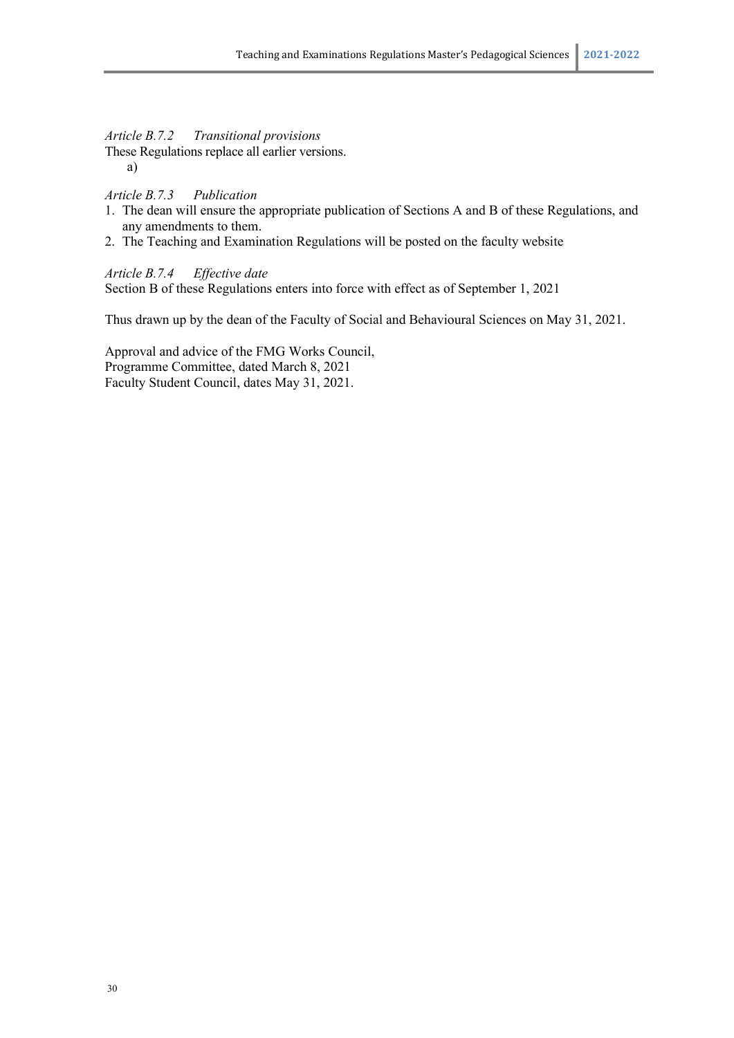*Article B.7.2  Transitional provisions*

These Regulations replace all earlier versions.

a)

*Article B.7.3  Publication*

1. The dean will ensure the appropriate publication of Sections A and B of these Regulations, and any amendments to them.
2. The Teaching and Examination Regulations will be posted on the faculty website

*Article B.7.4  Effective date*

Section B of these Regulations enters into force with effect as of September 1, 2021

Thus drawn up by the dean of the Faculty of Social and Behavioural Sciences on May 31, 2021.

Approval and advice of the FMG Works Council,
Programme Committee, dated March 8, 2021
Faculty Student Council, dates May 31, 2021.